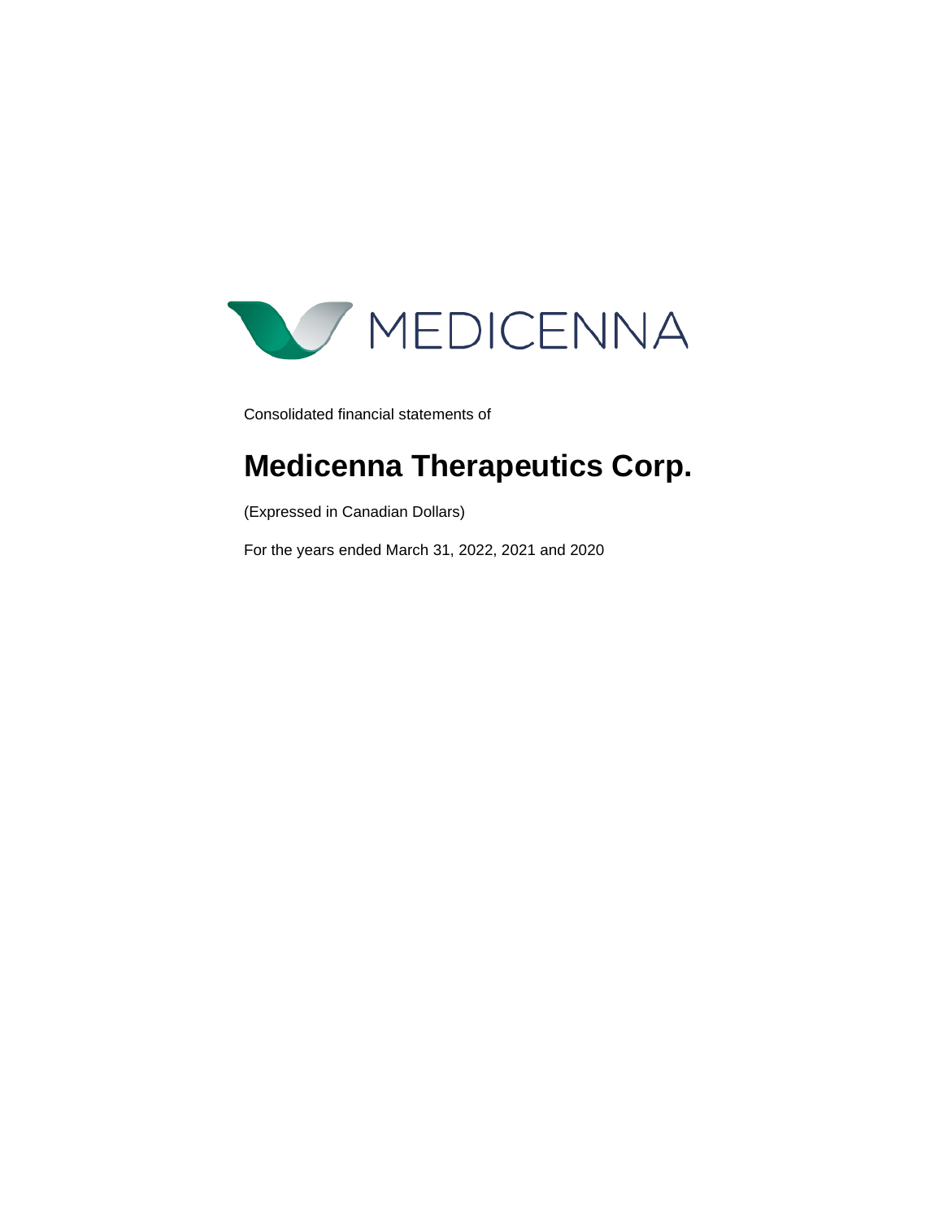MEDICENNA

Consolidated financial statements of

# Medicenna Therapeutics Corp.

(Expressed in Canadian Dollars)

For the years ended March 31, 2022, 2021 and 2020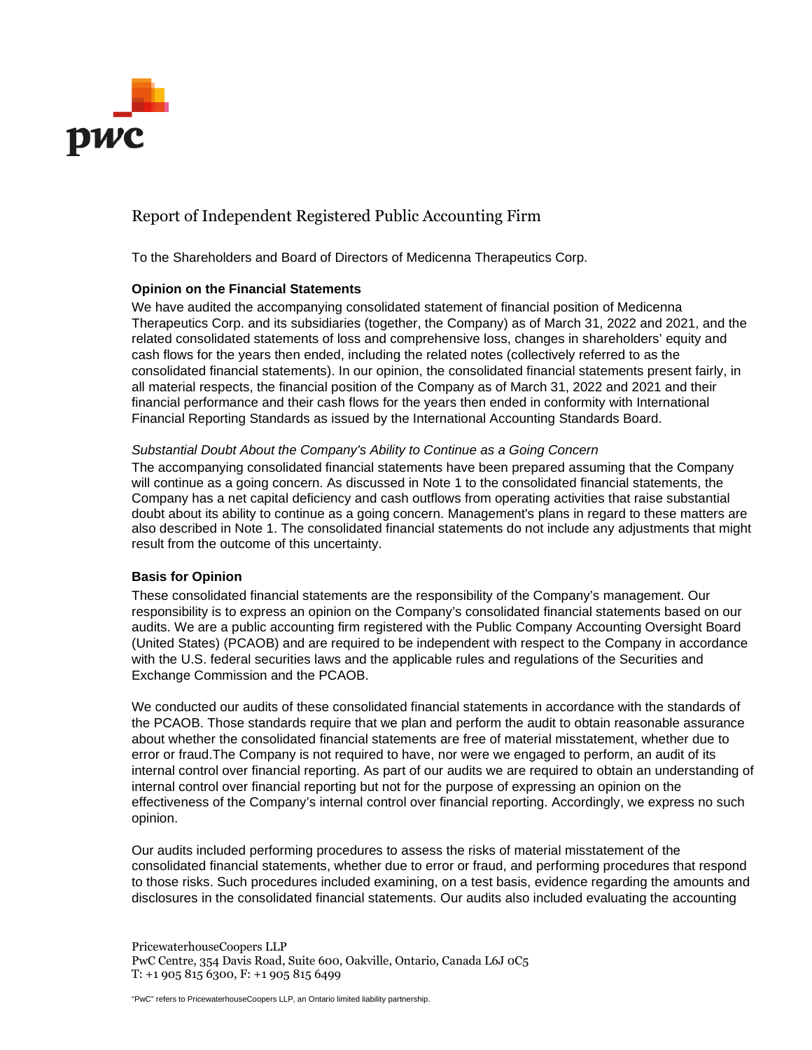# Report of Independent Registered Public Accounting Firm

To the Shareholders and Board of Directors of Medicenna Therapeutics Corp.

**Opinion on the Financial Statements**

We have audited the accompanying consolidated statement of financial position of Medicenna Therapeutics Corp. and its subsidiaries (together, the Company) as of March 31, 2022 and 2021, and the related consolidated statements of loss and comprehensive loss, changes in shareholders' equity and cash flows for the years then ended, including the related notes (collectively referred to as the consolidated financial statements). In our opinion, the consolidated financial statements present fairly, in all material respects, the financial position of the Company as of March 31, 2022 and 2021 and their financial performance and their cash flows for the years then ended in conformity with International Financial Reporting Standards as issued by the International Accounting Standards Board.

*Substantial Doubt About the Company's Ability to Continue as a Going Concern*

The accompanying consolidated financial statements have been prepared assuming that the Company will continue as a going concern. As discussed in Note 1 to the consolidated financial statements, the Company has a net capital deficiency and cash outflows from operating activities that raise substantial doubt about its ability to continue as a going concern. Management's plans in regard to these matters are also described in Note 1. The consolidated financial statements do not include any adjustments that might result from the outcome of this uncertainty.

**Basis for Opinion**

These consolidated financial statements are the responsibility of the Company's management. Our responsibility is to express an opinion on the Company's consolidated financial statements based on our audits. We are a public accounting firm registered with the Public Company Accounting Oversight Board (United States) (PCAOB) and are required to be independent with respect to the Company in accordance with the U.S. federal securities laws and the applicable rules and regulations of the Securities and Exchange Commission and the PCAOB.

We conducted our audits of these consolidated financial statements in accordance with the standards of the PCAOB. Those standards require that we plan and perform the audit to obtain reasonable assurance about whether the consolidated financial statements are free of material misstatement, whether due to error or fraud.The Company is not required to have, nor were we engaged to perform, an audit of its internal control over financial reporting. As part of our audits we are required to obtain an understanding of internal control over financial reporting but not for the purpose of expressing an opinion on the effectiveness of the Company's internal control over financial reporting. Accordingly, we express no such opinion.

Our audits included performing procedures to assess the risks of material misstatement of the consolidated financial statements, whether due to error or fraud, and performing procedures that respond to those risks. Such procedures included examining, on a test basis, evidence regarding the amounts and disclosures in the consolidated financial statements. Our audits also included evaluating the accounting

PricewaterhouseCoopers LLP
PwC Centre, 354 Davis Road, Suite 600, Oakville, Ontario, Canada L6J 0C5
T: +1 905 815 6300, F: +1 905 815 6499

"PwC" refers to PricewaterhouseCoopers LLP, an Ontario limited liability partnership.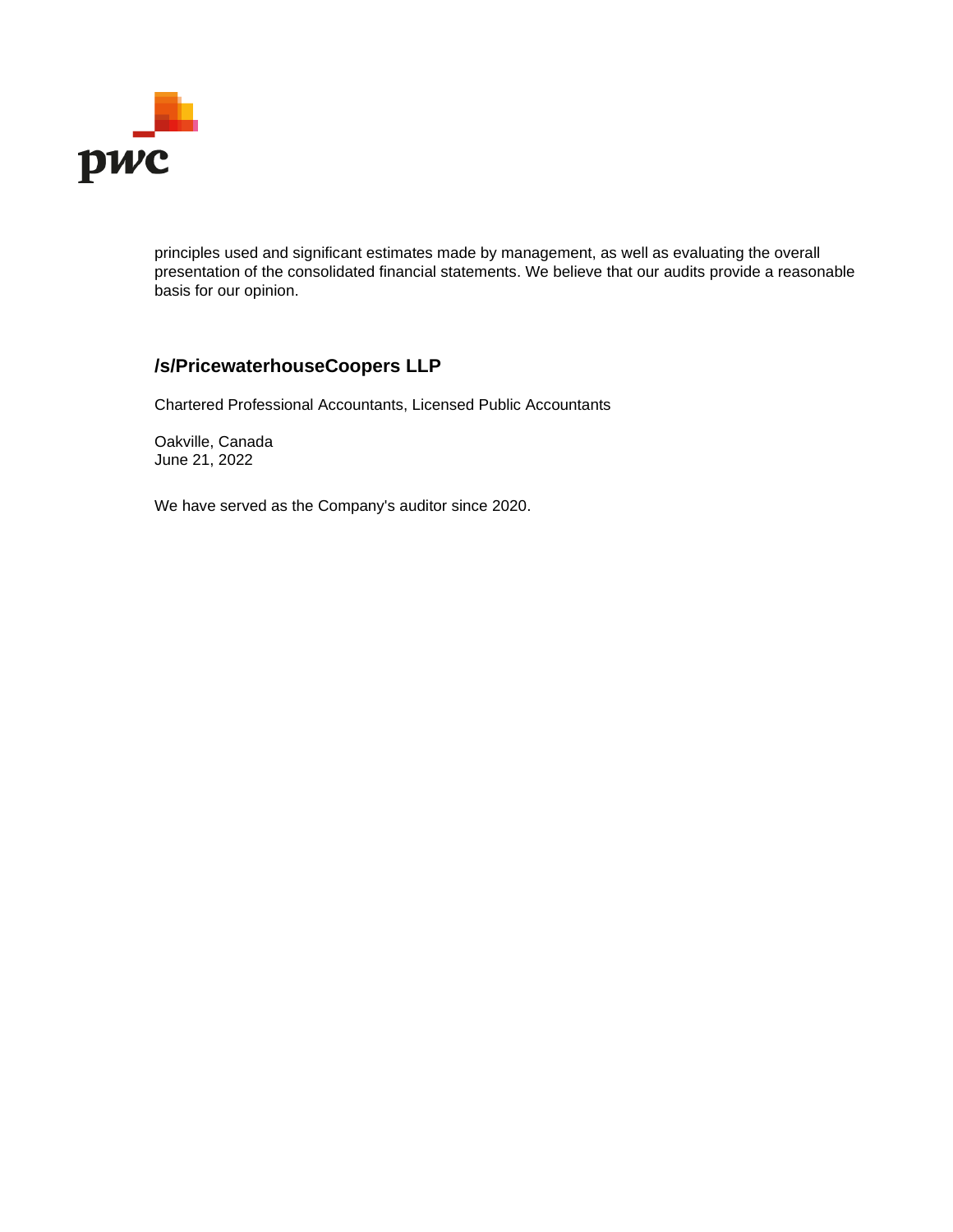principles used and significant estimates made by management, as well as evaluating the overall presentation of the consolidated financial statements. We believe that our audits provide a reasonable basis for our opinion.

**/s/PricewaterhouseCoopers LLP**

Chartered Professional Accountants, Licensed Public Accountants

Oakville, Canada
June 21, 2022

We have served as the Company's auditor since 2020.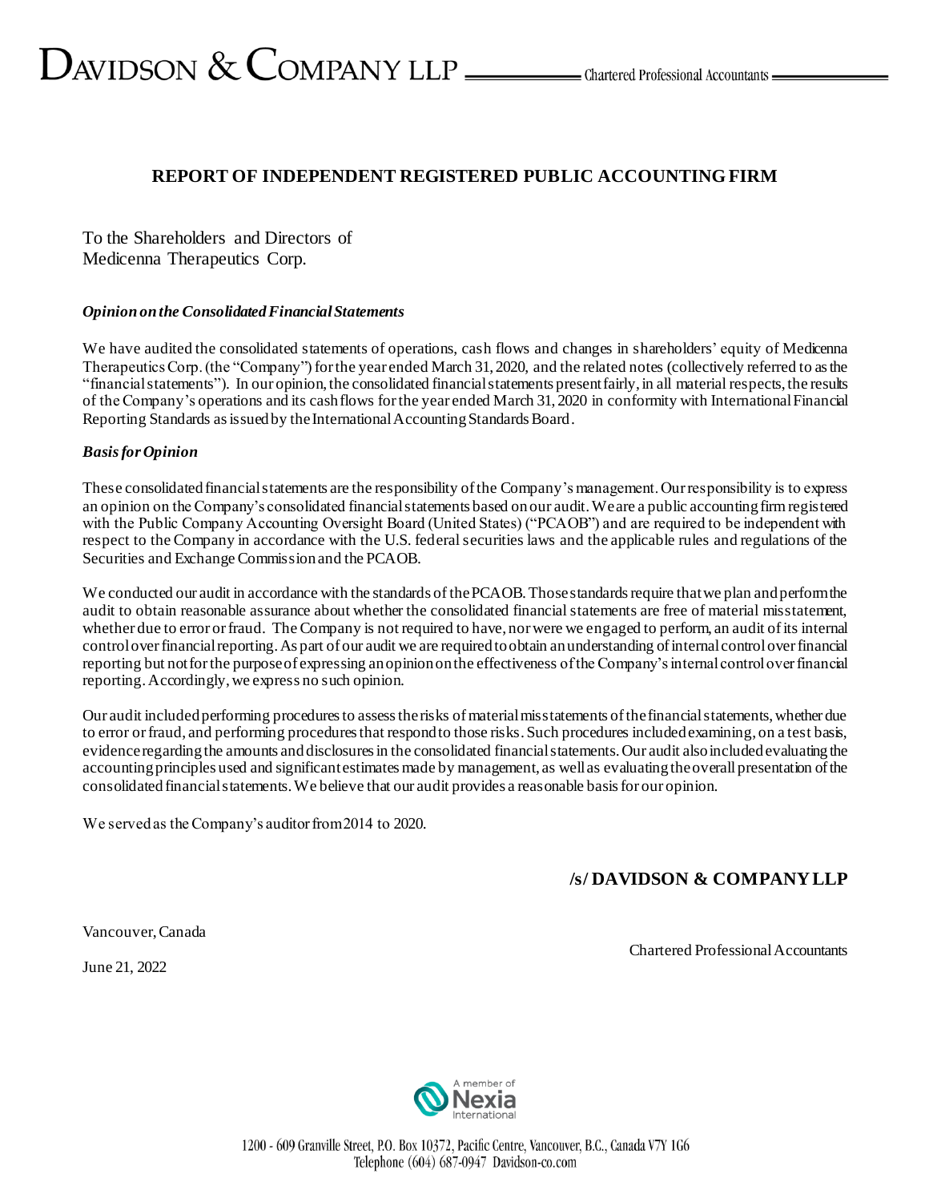# DAVIDSON & COMPANY LLP

Chartered Professional Accountants

## REPORT OF INDEPENDENT REGISTERED PUBLIC ACCOUNTING FIRM

To the Shareholders and Directors of
Medicenna Therapeutics Corp.

### *Opinion on the Consolidated Financial Statements*

We have audited the consolidated statements of operations, cash flows and changes in shareholders' equity of Medicenna Therapeutics Corp. (the "Company") for the year ended March 31, 2020, and the related notes (collectively referred to as the "financial statements"). In our opinion, the consolidated financial statements present fairly, in all material respects, the results of the Company's operations and its cash flows for the year ended March 31, 2020 in conformity with International Financial Reporting Standards as issued by the International Accounting Standards Board.

### *Basis for Opinion*

These consolidated financial statements are the responsibility of the Company's management. Our responsibility is to express an opinion on the Company's consolidated financial statements based on our audit. We are a public accounting firm registered with the Public Company Accounting Oversight Board (United States) ("PCAOB") and are required to be independent with respect to the Company in accordance with the U.S. federal securities laws and the applicable rules and regulations of the Securities and Exchange Commission and the PCAOB.

We conducted our audit in accordance with the standards of the PCAOB. Those standards require that we plan and perform the audit to obtain reasonable assurance about whether the consolidated financial statements are free of material misstatement, whether due to error or fraud. The Company is not required to have, nor were we engaged to perform, an audit of its internal control over financial reporting. As part of our audit we are required to obtain an understanding of internal control over financial reporting but not for the purpose of expressing an opinion on the effectiveness of the Company's internal control over financial reporting. Accordingly, we express no such opinion.

Our audit included performing procedures to assess the risks of material misstatements of the financial statements, whether due to error or fraud, and performing procedures that respond to those risks. Such procedures included examining, on a test basis, evidence regarding the amounts and disclosures in the consolidated financial statements. Our audit also included evaluating the accounting principles used and significant estimates made by management, as well as evaluating the overall presentation of the consolidated financial statements. We believe that our audit provides a reasonable basis for our opinion.

We served as the Company's auditor from 2014 to 2020.

**/s/ DAVIDSON & COMPANY LLP**

Vancouver, Canada

June 21, 2022

Chartered Professional Accountants

A member of Nexia International

1200 - 609 Granville Street, P.O. Box 10372, Pacific Centre, Vancouver, B.C., Canada V7Y 1G6
Telephone (604) 687-0947 Davidson-co.com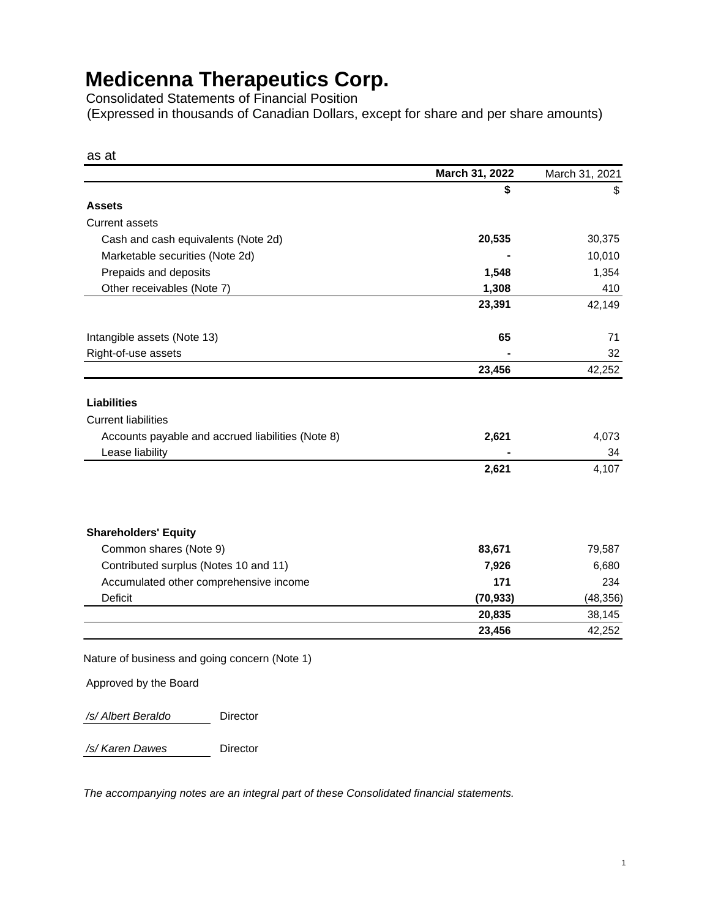# Medicenna Therapeutics Corp.

Consolidated Statements of Financial Position

(Expressed in thousands of Canadian Dollars, except for share and per share amounts)

as at

| | **March 31, 2022** | March 31, 2021 |
|---|---|---|
| | **$** | $ |
| **Assets** | | |
| Current assets | | |
| Cash and cash equivalents (Note 2d) | **20,535** | 30,375 |
| Marketable securities (Note 2d) | **-** | 10,010 |
| Prepaids and deposits | **1,548** | 1,354 |
| Other receivables (Note 7) | **1,308** | 410 |
| | **23,391** | 42,149 |
| Intangible assets (Note 13) | **65** | 71 |
| Right-of-use assets | **-** | 32 |
| | **23,456** | 42,252 |
| **Liabilities** | | |
| Current liabilities | | |
| Accounts payable and accrued liabilities (Note 8) | **2,621** | 4,073 |
| Lease liability | **-** | 34 |
| | **2,621** | 4,107 |
| **Shareholders' Equity** | | |
| Common shares (Note 9) | **83,671** | 79,587 |
| Contributed surplus (Notes 10 and 11) | **7,926** | 6,680 |
| Accumulated other comprehensive income | **171** | 234 |
| Deficit | **(70,933)** | (48,356) |
| | **20,835** | 38,145 |
| | **23,456** | 42,252 |

Nature of business and going concern (Note 1)

Approved by the Board

*/s/ Albert Beraldo* Director

*/s/ Karen Dawes* Director

*The accompanying notes are an integral part of these Consolidated financial statements.*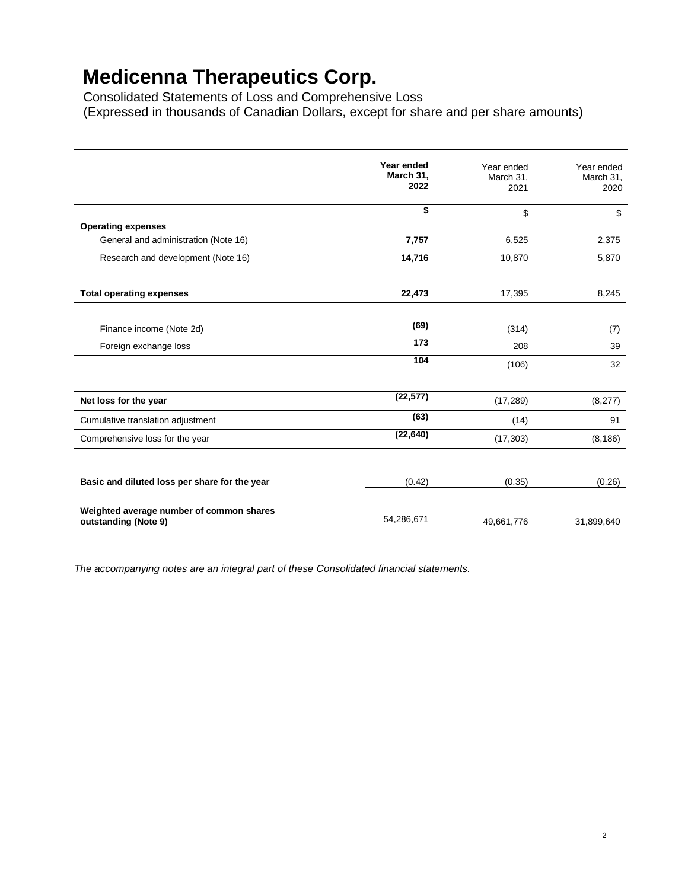# Medicenna Therapeutics Corp.

Consolidated Statements of Loss and Comprehensive Loss
(Expressed in thousands of Canadian Dollars, except for share and per share amounts)

| | **Year ended March 31, 2022** | Year ended March 31, 2021 | Year ended March 31, 2020 |
|---|---|---|---|
| | **$** | $ | $ |
| **Operating expenses** | | | |
| General and administration (Note 16) | **7,757** | 6,525 | 2,375 |
| Research and development (Note 16) | **14,716** | 10,870 | 5,870 |
| **Total operating expenses** | **22,473** | 17,395 | 8,245 |
| Finance income (Note 2d) | **(69)** | (314) | (7) |
| Foreign exchange loss | **173** | 208 | 39 |
| | **104** | (106) | 32 |
| **Net loss for the year** | **(22,577)** | (17,289) | (8,277) |
| Cumulative translation adjustment | **(63)** | (14) | 91 |
| Comprehensive loss for the year | **(22,640)** | (17,303) | (8,186) |
| **Basic and diluted loss per share for the year** | (0.42) | (0.35) | (0.26) |
| **Weighted average number of common shares outstanding (Note 9)** | 54,286,671 | 49,661,776 | 31,899,640 |

*The accompanying notes are an integral part of these Consolidated financial statements.*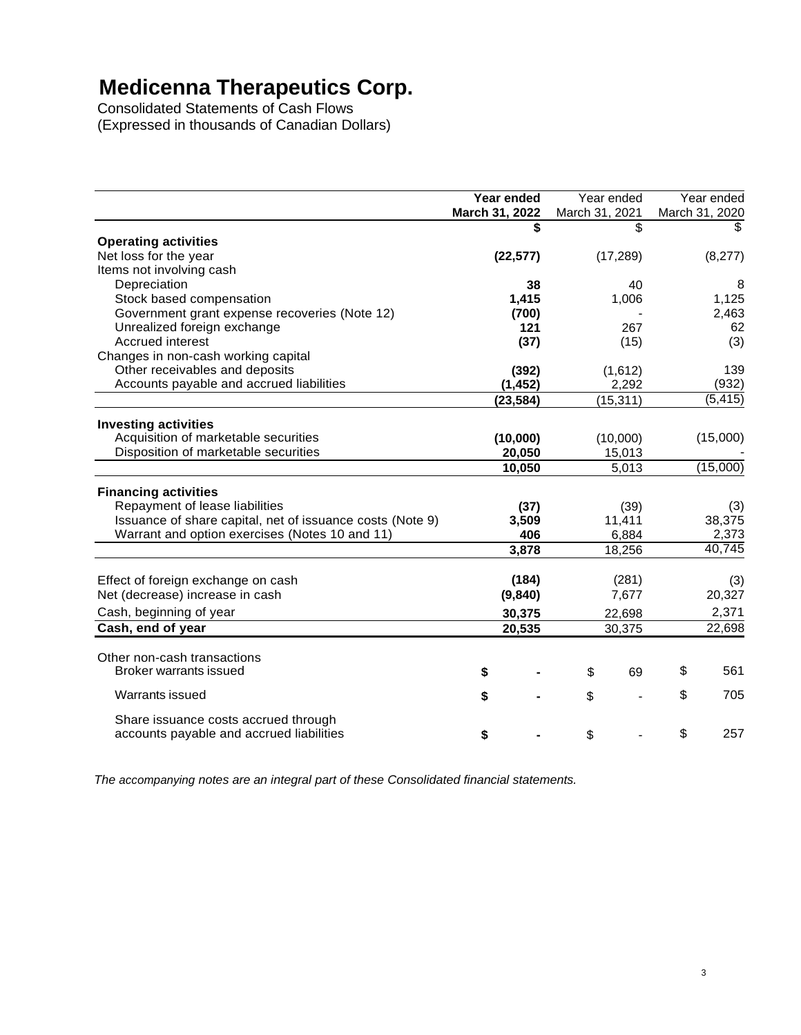# Medicenna Therapeutics Corp.

Consolidated Statements of Cash Flows
(Expressed in thousands of Canadian Dollars)

| | **Year ended March 31, 2022** | Year ended March 31, 2021 | Year ended March 31, 2020 |
|---|---|---|---|
| | **$** | $ | $ |
| **Operating activities** | | | |
| Net loss for the year | **(22,577)** | (17,289) | (8,277) |
| Items not involving cash | | | |
| Depreciation | **38** | 40 | 8 |
| Stock based compensation | **1,415** | 1,006 | 1,125 |
| Government grant expense recoveries (Note 12) | **(700)** | - | 2,463 |
| Unrealized foreign exchange | **121** | 267 | 62 |
| Accrued interest | **(37)** | (15) | (3) |
| Changes in non-cash working capital | | | |
| Other receivables and deposits | **(392)** | (1,612) | 139 |
| Accounts payable and accrued liabilities | **(1,452)** | 2,292 | (932) |
| | **(23,584)** | (15,311) | (5,415) |
| **Investing activities** | | | |
| Acquisition of marketable securities | **(10,000)** | (10,000) | (15,000) |
| Disposition of marketable securities | **20,050** | 15,013 | - |
| | **10,050** | 5,013 | (15,000) |
| **Financing activities** | | | |
| Repayment of lease liabilities | **(37)** | (39) | (3) |
| Issuance of share capital, net of issuance costs (Note 9) | **3,509** | 11,411 | 38,375 |
| Warrant and option exercises (Notes 10 and 11) | **406** | 6,884 | 2,373 |
| | **3,878** | 18,256 | 40,745 |
| Effect of foreign exchange on cash | **(184)** | (281) | (3) |
| Net (decrease) increase in cash | **(9,840)** | 7,677 | 20,327 |
| Cash, beginning of year | **30,375** | 22,698 | 2,371 |
| **Cash, end of year** | **20,535** | 30,375 | 22,698 |
| Other non-cash transactions | | | |
| Broker warrants issued | **$ -** | $ 69 | $ 561 |
| Warrants issued | **$ -** | $ - | $ 705 |
| Share issuance costs accrued through accounts payable and accrued liabilities | **$ -** | $ - | $ 257 |

*The accompanying notes are an integral part of these Consolidated financial statements.*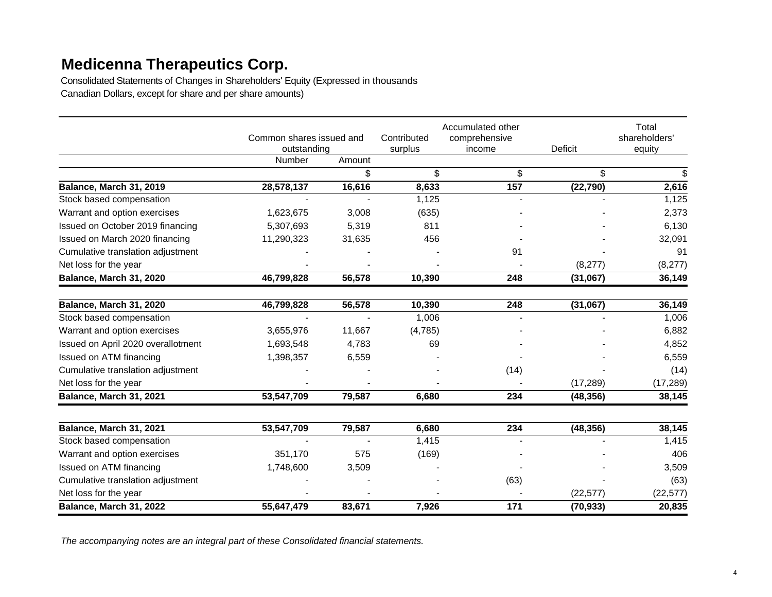# Medicenna Therapeutics Corp.

Consolidated Statements of Changes in Shareholders' Equity (Expressed in thousands Canadian Dollars, except for share and per share amounts)

| | Common shares issued and outstanding | | Contributed surplus | Accumulated other comprehensive income | Deficit | Total shareholders' equity |
|---|---|---|---|---|---|---|
| | Number | Amount | | | | |
| | | $ | $ | $ | $ | $ |
| **Balance, March 31, 2019** | **28,578,137** | **16,616** | **8,633** | **157** | **(22,790)** | **2,616** |
| Stock based compensation | - | - | 1,125 | - | - | 1,125 |
| Warrant and option exercises | 1,623,675 | 3,008 | (635) | - | - | 2,373 |
| Issued on October 2019 financing | 5,307,693 | 5,319 | 811 | - | - | 6,130 |
| Issued on March 2020 financing | 11,290,323 | 31,635 | 456 | - | - | 32,091 |
| Cumulative translation adjustment | - | - | - | 91 | - | 91 |
| Net loss for the year | - | - | - | - | (8,277) | (8,277) |
| **Balance, March 31, 2020** | **46,799,828** | **56,578** | **10,390** | **248** | **(31,067)** | **36,149** |
| | | | | | | |
| **Balance, March 31, 2020** | **46,799,828** | **56,578** | **10,390** | **248** | **(31,067)** | **36,149** |
| Stock based compensation | - | - | 1,006 | - | - | 1,006 |
| Warrant and option exercises | 3,655,976 | 11,667 | (4,785) | - | - | 6,882 |
| Issued on April 2020 overallotment | 1,693,548 | 4,783 | 69 | - | - | 4,852 |
| Issued on ATM financing | 1,398,357 | 6,559 | - | - | - | 6,559 |
| Cumulative translation adjustment | - | - | - | (14) | - | (14) |
| Net loss for the year | - | - | - | - | (17,289) | (17,289) |
| **Balance, March 31, 2021** | **53,547,709** | **79,587** | **6,680** | **234** | **(48,356)** | **38,145** |
| | | | | | | |
| **Balance, March 31, 2021** | **53,547,709** | **79,587** | **6,680** | **234** | **(48,356)** | **38,145** |
| Stock based compensation | - | - | 1,415 | - | - | 1,415 |
| Warrant and option exercises | 351,170 | 575 | (169) | - | - | 406 |
| Issued on ATM financing | 1,748,600 | 3,509 | - | - | - | 3,509 |
| Cumulative translation adjustment | - | - | - | (63) | - | (63) |
| Net loss for the year | - | - | - | - | (22,577) | (22,577) |
| **Balance, March 31, 2022** | **55,647,479** | **83,671** | **7,926** | **171** | **(70,933)** | **20,835** |

*The accompanying notes are an integral part of these Consolidated financial statements.*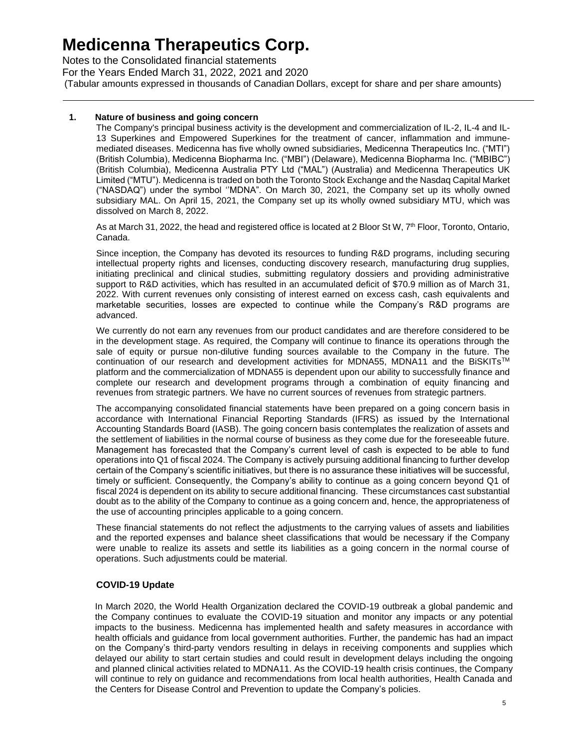# Medicenna Therapeutics Corp.

Notes to the Consolidated financial statements
For the Years Ended March 31, 2022, 2021 and 2020
(Tabular amounts expressed in thousands of Canadian Dollars, except for share and per share amounts)

## 1. Nature of business and going concern

The Company's principal business activity is the development and commercialization of IL-2, IL-4 and IL-13 Superkines and Empowered Superkines for the treatment of cancer, inflammation and immune-mediated diseases. Medicenna has five wholly owned subsidiaries, Medicenna Therapeutics Inc. ("MTI") (British Columbia), Medicenna Biopharma Inc. ("MBI") (Delaware), Medicenna Biopharma Inc. ("MBIBC") (British Columbia), Medicenna Australia PTY Ltd ("MAL") (Australia) and Medicenna Therapeutics UK Limited ("MTU"). Medicenna is traded on both the Toronto Stock Exchange and the Nasdaq Capital Market ("NASDAQ") under the symbol ''MDNA". On March 30, 2021, the Company set up its wholly owned subsidiary MAL. On April 15, 2021, the Company set up its wholly owned subsidiary MTU, which was dissolved on March 8, 2022.

As at March 31, 2022, the head and registered office is located at 2 Bloor St W, 7th Floor, Toronto, Ontario, Canada.

Since inception, the Company has devoted its resources to funding R&D programs, including securing intellectual property rights and licenses, conducting discovery research, manufacturing drug supplies, initiating preclinical and clinical studies, submitting regulatory dossiers and providing administrative support to R&D activities, which has resulted in an accumulated deficit of $70.9 million as of March 31, 2022. With current revenues only consisting of interest earned on excess cash, cash equivalents and marketable securities, losses are expected to continue while the Company's R&D programs are advanced.

We currently do not earn any revenues from our product candidates and are therefore considered to be in the development stage. As required, the Company will continue to finance its operations through the sale of equity or pursue non-dilutive funding sources available to the Company in the future. The continuation of our research and development activities for MDNA55, MDNA11 and the BiSKITs™ platform and the commercialization of MDNA55 is dependent upon our ability to successfully finance and complete our research and development programs through a combination of equity financing and revenues from strategic partners. We have no current sources of revenues from strategic partners.

The accompanying consolidated financial statements have been prepared on a going concern basis in accordance with International Financial Reporting Standards (IFRS) as issued by the International Accounting Standards Board (IASB). The going concern basis contemplates the realization of assets and the settlement of liabilities in the normal course of business as they come due for the foreseeable future. Management has forecasted that the Company's current level of cash is expected to be able to fund operations into Q1 of fiscal 2024. The Company is actively pursuing additional financing to further develop certain of the Company's scientific initiatives, but there is no assurance these initiatives will be successful, timely or sufficient. Consequently, the Company's ability to continue as a going concern beyond Q1 of fiscal 2024 is dependent on its ability to secure additional financing. These circumstances cast substantial doubt as to the ability of the Company to continue as a going concern and, hence, the appropriateness of the use of accounting principles applicable to a going concern.

These financial statements do not reflect the adjustments to the carrying values of assets and liabilities and the reported expenses and balance sheet classifications that would be necessary if the Company were unable to realize its assets and settle its liabilities as a going concern in the normal course of operations. Such adjustments could be material.

### COVID-19 Update

In March 2020, the World Health Organization declared the COVID-19 outbreak a global pandemic and the Company continues to evaluate the COVID-19 situation and monitor any impacts or any potential impacts to the business. Medicenna has implemented health and safety measures in accordance with health officials and guidance from local government authorities. Further, the pandemic has had an impact on the Company's third-party vendors resulting in delays in receiving components and supplies which delayed our ability to start certain studies and could result in development delays including the ongoing and planned clinical activities related to MDNA11. As the COVID-19 health crisis continues, the Company will continue to rely on guidance and recommendations from local health authorities, Health Canada and the Centers for Disease Control and Prevention to update the Company's policies.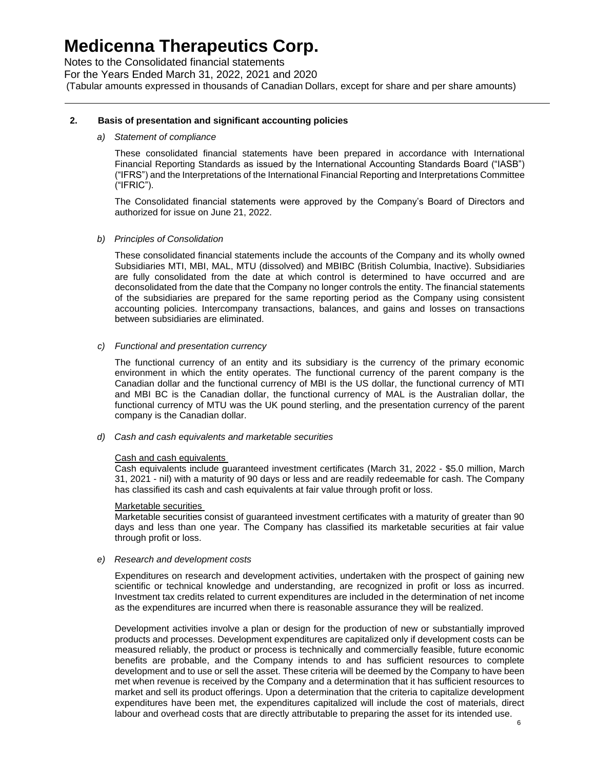## 2. Basis of presentation and significant accounting policies

*a) Statement of compliance*

These consolidated financial statements have been prepared in accordance with International Financial Reporting Standards as issued by the International Accounting Standards Board ("IASB") ("IFRS") and the Interpretations of the International Financial Reporting and Interpretations Committee ("IFRIC").

The Consolidated financial statements were approved by the Company's Board of Directors and authorized for issue on June 21, 2022.

*b) Principles of Consolidation*

These consolidated financial statements include the accounts of the Company and its wholly owned Subsidiaries MTI, MBI, MAL, MTU (dissolved) and MBIBC (British Columbia, Inactive). Subsidiaries are fully consolidated from the date at which control is determined to have occurred and are deconsolidated from the date that the Company no longer controls the entity. The financial statements of the subsidiaries are prepared for the same reporting period as the Company using consistent accounting policies. Intercompany transactions, balances, and gains and losses on transactions between subsidiaries are eliminated.

*c) Functional and presentation currency*

The functional currency of an entity and its subsidiary is the currency of the primary economic environment in which the entity operates. The functional currency of the parent company is the Canadian dollar and the functional currency of MBI is the US dollar, the functional currency of MTI and MBI BC is the Canadian dollar, the functional currency of MAL is the Australian dollar, the functional currency of MTU was the UK pound sterling, and the presentation currency of the parent company is the Canadian dollar.

*d) Cash and cash equivalents and marketable securities*

Cash and cash equivalents

Cash equivalents include guaranteed investment certificates (March 31, 2022 - $5.0 million, March 31, 2021 - nil) with a maturity of 90 days or less and are readily redeemable for cash. The Company has classified its cash and cash equivalents at fair value through profit or loss.

Marketable securities

Marketable securities consist of guaranteed investment certificates with a maturity of greater than 90 days and less than one year. The Company has classified its marketable securities at fair value through profit or loss.

*e) Research and development costs*

Expenditures on research and development activities, undertaken with the prospect of gaining new scientific or technical knowledge and understanding, are recognized in profit or loss as incurred. Investment tax credits related to current expenditures are included in the determination of net income as the expenditures are incurred when there is reasonable assurance they will be realized.

Development activities involve a plan or design for the production of new or substantially improved products and processes. Development expenditures are capitalized only if development costs can be measured reliably, the product or process is technically and commercially feasible, future economic benefits are probable, and the Company intends to and has sufficient resources to complete development and to use or sell the asset. These criteria will be deemed by the Company to have been met when revenue is received by the Company and a determination that it has sufficient resources to market and sell its product offerings. Upon a determination that the criteria to capitalize development expenditures have been met, the expenditures capitalized will include the cost of materials, direct labour and overhead costs that are directly attributable to preparing the asset for its intended use.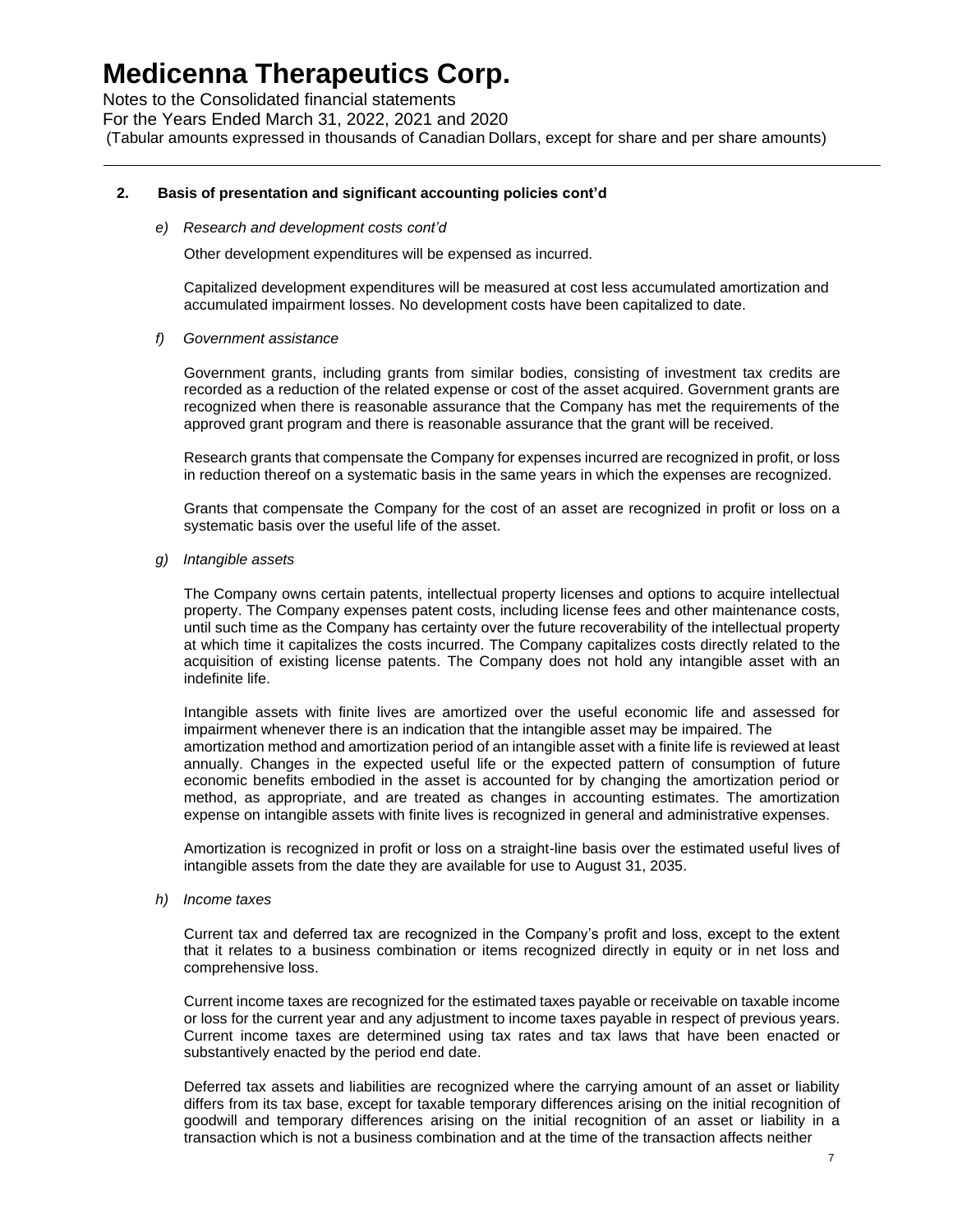# Medicenna Therapeutics Corp.

Notes to the Consolidated financial statements
For the Years Ended March 31, 2022, 2021 and 2020
(Tabular amounts expressed in thousands of Canadian Dollars, except for share and per share amounts)

## 2. Basis of presentation and significant accounting policies cont'd

### *e) Research and development costs cont'd*

Other development expenditures will be expensed as incurred.

Capitalized development expenditures will be measured at cost less accumulated amortization and accumulated impairment losses. No development costs have been capitalized to date.

### *f) Government assistance*

Government grants, including grants from similar bodies, consisting of investment tax credits are recorded as a reduction of the related expense or cost of the asset acquired. Government grants are recognized when there is reasonable assurance that the Company has met the requirements of the approved grant program and there is reasonable assurance that the grant will be received.

Research grants that compensate the Company for expenses incurred are recognized in profit, or loss in reduction thereof on a systematic basis in the same years in which the expenses are recognized.

Grants that compensate the Company for the cost of an asset are recognized in profit or loss on a systematic basis over the useful life of the asset.

### *g) Intangible assets*

The Company owns certain patents, intellectual property licenses and options to acquire intellectual property. The Company expenses patent costs, including license fees and other maintenance costs, until such time as the Company has certainty over the future recoverability of the intellectual property at which time it capitalizes the costs incurred. The Company capitalizes costs directly related to the acquisition of existing license patents. The Company does not hold any intangible asset with an indefinite life.

Intangible assets with finite lives are amortized over the useful economic life and assessed for impairment whenever there is an indication that the intangible asset may be impaired. The amortization method and amortization period of an intangible asset with a finite life is reviewed at least annually. Changes in the expected useful life or the expected pattern of consumption of future economic benefits embodied in the asset is accounted for by changing the amortization period or method, as appropriate, and are treated as changes in accounting estimates. The amortization expense on intangible assets with finite lives is recognized in general and administrative expenses.

Amortization is recognized in profit or loss on a straight-line basis over the estimated useful lives of intangible assets from the date they are available for use to August 31, 2035.

### *h) Income taxes*

Current tax and deferred tax are recognized in the Company's profit and loss, except to the extent that it relates to a business combination or items recognized directly in equity or in net loss and comprehensive loss.

Current income taxes are recognized for the estimated taxes payable or receivable on taxable income or loss for the current year and any adjustment to income taxes payable in respect of previous years. Current income taxes are determined using tax rates and tax laws that have been enacted or substantively enacted by the period end date.

Deferred tax assets and liabilities are recognized where the carrying amount of an asset or liability differs from its tax base, except for taxable temporary differences arising on the initial recognition of goodwill and temporary differences arising on the initial recognition of an asset or liability in a transaction which is not a business combination and at the time of the transaction affects neither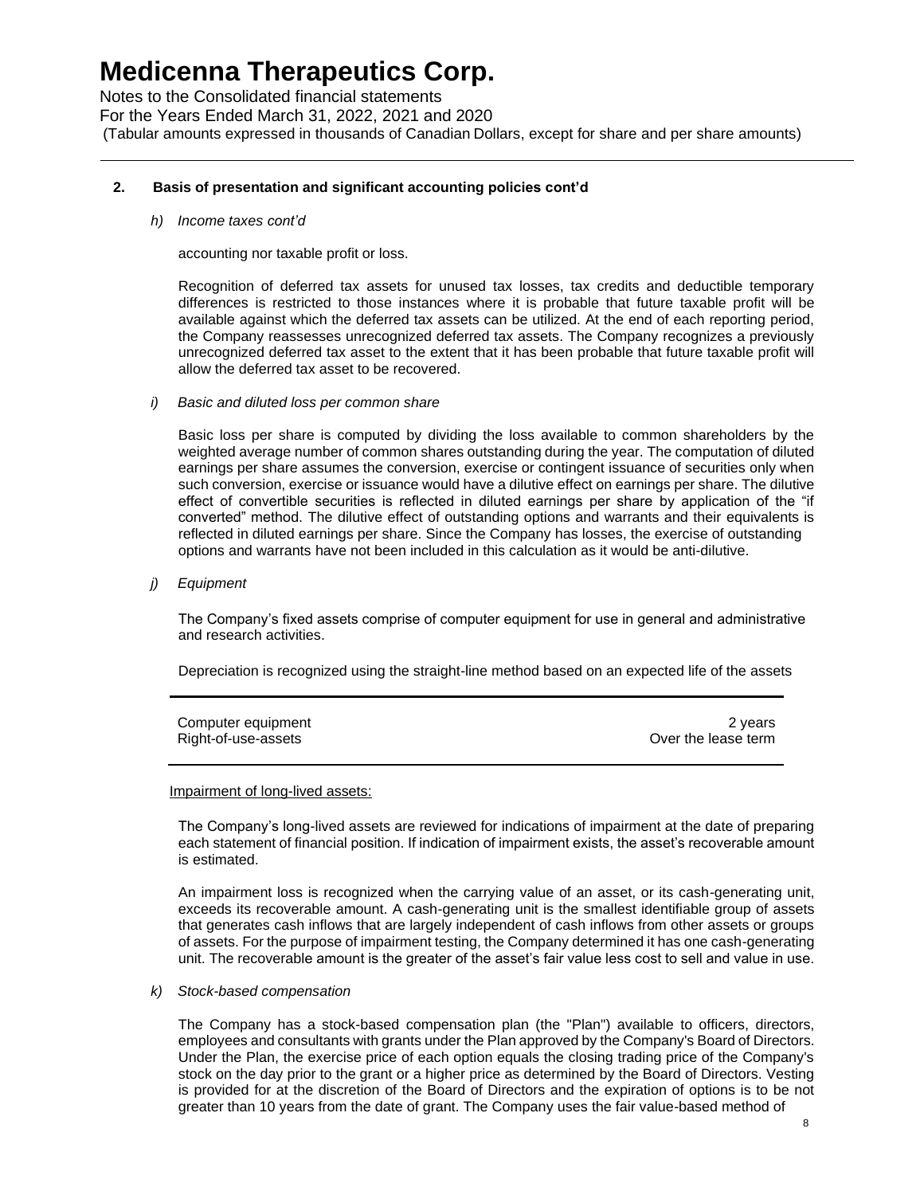## 2. Basis of presentation and significant accounting policies cont'd

*h) Income taxes cont'd*

accounting nor taxable profit or loss.

Recognition of deferred tax assets for unused tax losses, tax credits and deductible temporary differences is restricted to those instances where it is probable that future taxable profit will be available against which the deferred tax assets can be utilized. At the end of each reporting period, the Company reassesses unrecognized deferred tax assets. The Company recognizes a previously unrecognized deferred tax asset to the extent that it has been probable that future taxable profit will allow the deferred tax asset to be recovered.

*i) Basic and diluted loss per common share*

Basic loss per share is computed by dividing the loss available to common shareholders by the weighted average number of common shares outstanding during the year. The computation of diluted earnings per share assumes the conversion, exercise or contingent issuance of securities only when such conversion, exercise or issuance would have a dilutive effect on earnings per share. The dilutive effect of convertible securities is reflected in diluted earnings per share by application of the "if converted" method. The dilutive effect of outstanding options and warrants and their equivalents is reflected in diluted earnings per share. Since the Company has losses, the exercise of outstanding options and warrants have not been included in this calculation as it would be anti-dilutive.

*j) Equipment*

The Company's fixed assets comprise of computer equipment for use in general and administrative and research activities.

Depreciation is recognized using the straight-line method based on an expected life of the assets

| | |
|---|---|
| Computer equipment | 2 years |
| Right-of-use-assets | Over the lease term |

Impairment of long-lived assets:

The Company's long-lived assets are reviewed for indications of impairment at the date of preparing each statement of financial position. If indication of impairment exists, the asset's recoverable amount is estimated.

An impairment loss is recognized when the carrying value of an asset, or its cash-generating unit, exceeds its recoverable amount. A cash-generating unit is the smallest identifiable group of assets that generates cash inflows that are largely independent of cash inflows from other assets or groups of assets. For the purpose of impairment testing, the Company determined it has one cash-generating unit. The recoverable amount is the greater of the asset's fair value less cost to sell and value in use.

*k) Stock-based compensation*

The Company has a stock-based compensation plan (the "Plan") available to officers, directors, employees and consultants with grants under the Plan approved by the Company's Board of Directors. Under the Plan, the exercise price of each option equals the closing trading price of the Company's stock on the day prior to the grant or a higher price as determined by the Board of Directors. Vesting is provided for at the discretion of the Board of Directors and the expiration of options is to be not greater than 10 years from the date of grant. The Company uses the fair value-based method of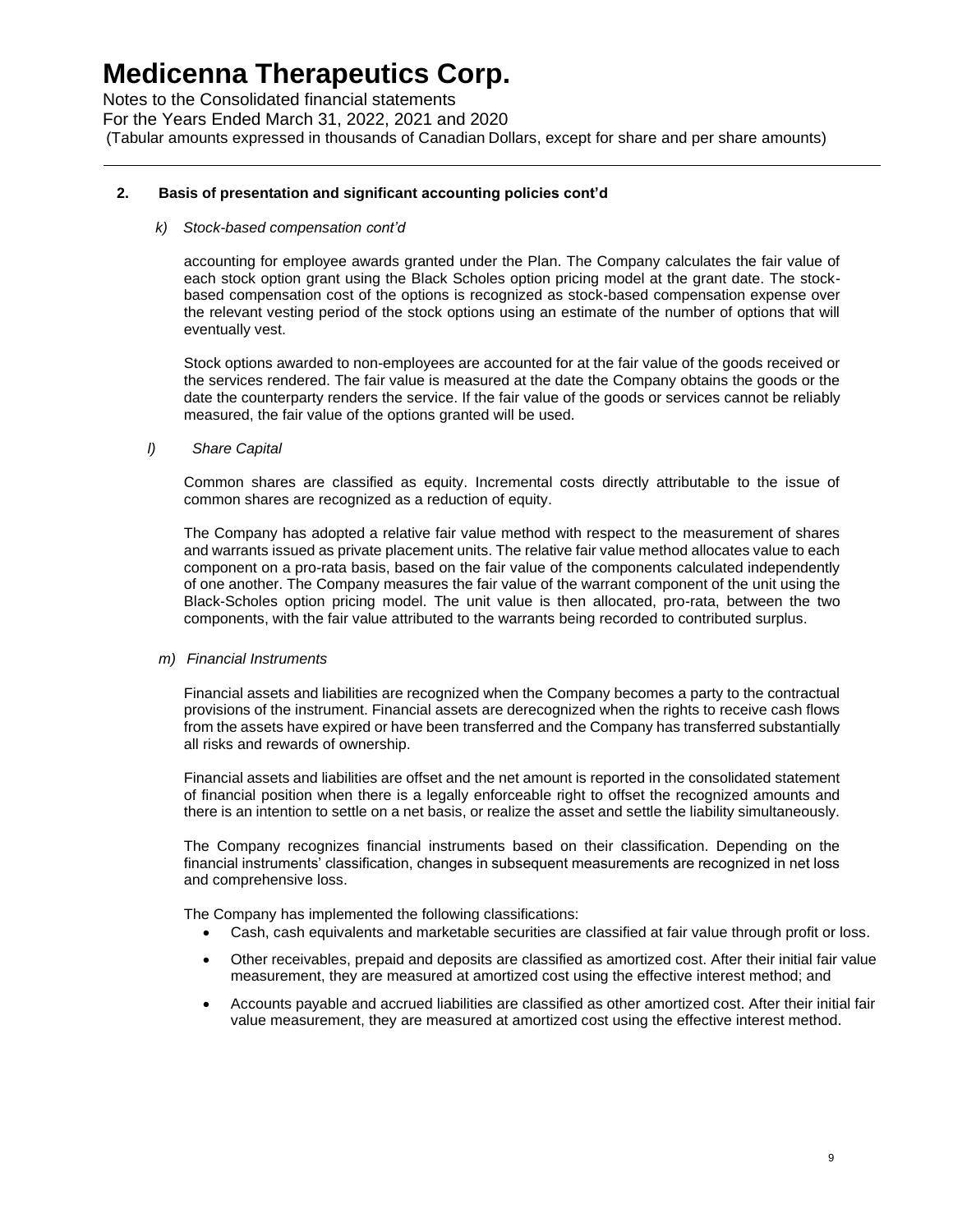## 2. Basis of presentation and significant accounting policies cont'd

*k) Stock-based compensation cont'd*

accounting for employee awards granted under the Plan. The Company calculates the fair value of each stock option grant using the Black Scholes option pricing model at the grant date. The stock-based compensation cost of the options is recognized as stock-based compensation expense over the relevant vesting period of the stock options using an estimate of the number of options that will eventually vest.

Stock options awarded to non-employees are accounted for at the fair value of the goods received or the services rendered. The fair value is measured at the date the Company obtains the goods or the date the counterparty renders the service. If the fair value of the goods or services cannot be reliably measured, the fair value of the options granted will be used.

*l) Share Capital*

Common shares are classified as equity. Incremental costs directly attributable to the issue of common shares are recognized as a reduction of equity.

The Company has adopted a relative fair value method with respect to the measurement of shares and warrants issued as private placement units. The relative fair value method allocates value to each component on a pro-rata basis, based on the fair value of the components calculated independently of one another. The Company measures the fair value of the warrant component of the unit using the Black-Scholes option pricing model. The unit value is then allocated, pro-rata, between the two components, with the fair value attributed to the warrants being recorded to contributed surplus.

*m) Financial Instruments*

Financial assets and liabilities are recognized when the Company becomes a party to the contractual provisions of the instrument. Financial assets are derecognized when the rights to receive cash flows from the assets have expired or have been transferred and the Company has transferred substantially all risks and rewards of ownership.

Financial assets and liabilities are offset and the net amount is reported in the consolidated statement of financial position when there is a legally enforceable right to offset the recognized amounts and there is an intention to settle on a net basis, or realize the asset and settle the liability simultaneously.

The Company recognizes financial instruments based on their classification. Depending on the financial instruments' classification, changes in subsequent measurements are recognized in net loss and comprehensive loss.

The Company has implemented the following classifications:

- Cash, cash equivalents and marketable securities are classified at fair value through profit or loss.
- Other receivables, prepaid and deposits are classified as amortized cost. After their initial fair value measurement, they are measured at amortized cost using the effective interest method; and
- Accounts payable and accrued liabilities are classified as other amortized cost. After their initial fair value measurement, they are measured at amortized cost using the effective interest method.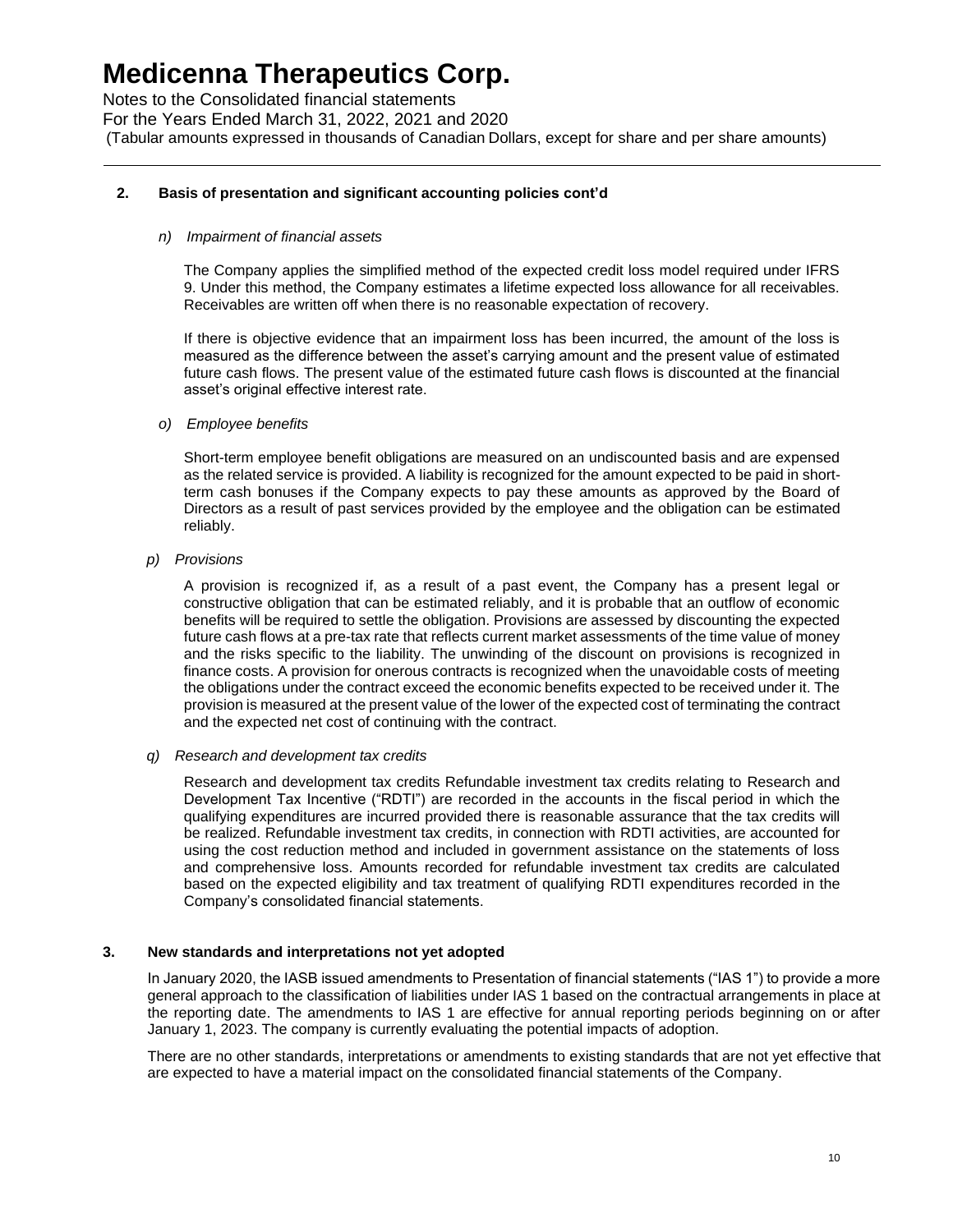# Medicenna Therapeutics Corp.

Notes to the Consolidated financial statements
For the Years Ended March 31, 2022, 2021 and 2020
(Tabular amounts expressed in thousands of Canadian Dollars, except for share and per share amounts)

## 2. Basis of presentation and significant accounting policies cont'd

*n) Impairment of financial assets*

The Company applies the simplified method of the expected credit loss model required under IFRS 9. Under this method, the Company estimates a lifetime expected loss allowance for all receivables. Receivables are written off when there is no reasonable expectation of recovery.

If there is objective evidence that an impairment loss has been incurred, the amount of the loss is measured as the difference between the asset's carrying amount and the present value of estimated future cash flows. The present value of the estimated future cash flows is discounted at the financial asset's original effective interest rate.

*o) Employee benefits*

Short-term employee benefit obligations are measured on an undiscounted basis and are expensed as the related service is provided. A liability is recognized for the amount expected to be paid in short-term cash bonuses if the Company expects to pay these amounts as approved by the Board of Directors as a result of past services provided by the employee and the obligation can be estimated reliably.

*p) Provisions*

A provision is recognized if, as a result of a past event, the Company has a present legal or constructive obligation that can be estimated reliably, and it is probable that an outflow of economic benefits will be required to settle the obligation. Provisions are assessed by discounting the expected future cash flows at a pre-tax rate that reflects current market assessments of the time value of money and the risks specific to the liability. The unwinding of the discount on provisions is recognized in finance costs. A provision for onerous contracts is recognized when the unavoidable costs of meeting the obligations under the contract exceed the economic benefits expected to be received under it. The provision is measured at the present value of the lower of the expected cost of terminating the contract and the expected net cost of continuing with the contract.

*q) Research and development tax credits*

Research and development tax credits Refundable investment tax credits relating to Research and Development Tax Incentive ("RDTI") are recorded in the accounts in the fiscal period in which the qualifying expenditures are incurred provided there is reasonable assurance that the tax credits will be realized. Refundable investment tax credits, in connection with RDTI activities, are accounted for using the cost reduction method and included in government assistance on the statements of loss and comprehensive loss. Amounts recorded for refundable investment tax credits are calculated based on the expected eligibility and tax treatment of qualifying RDTI expenditures recorded in the Company's consolidated financial statements.

## 3. New standards and interpretations not yet adopted

In January 2020, the IASB issued amendments to Presentation of financial statements ("IAS 1") to provide a more general approach to the classification of liabilities under IAS 1 based on the contractual arrangements in place at the reporting date. The amendments to IAS 1 are effective for annual reporting periods beginning on or after January 1, 2023. The company is currently evaluating the potential impacts of adoption.

There are no other standards, interpretations or amendments to existing standards that are not yet effective that are expected to have a material impact on the consolidated financial statements of the Company.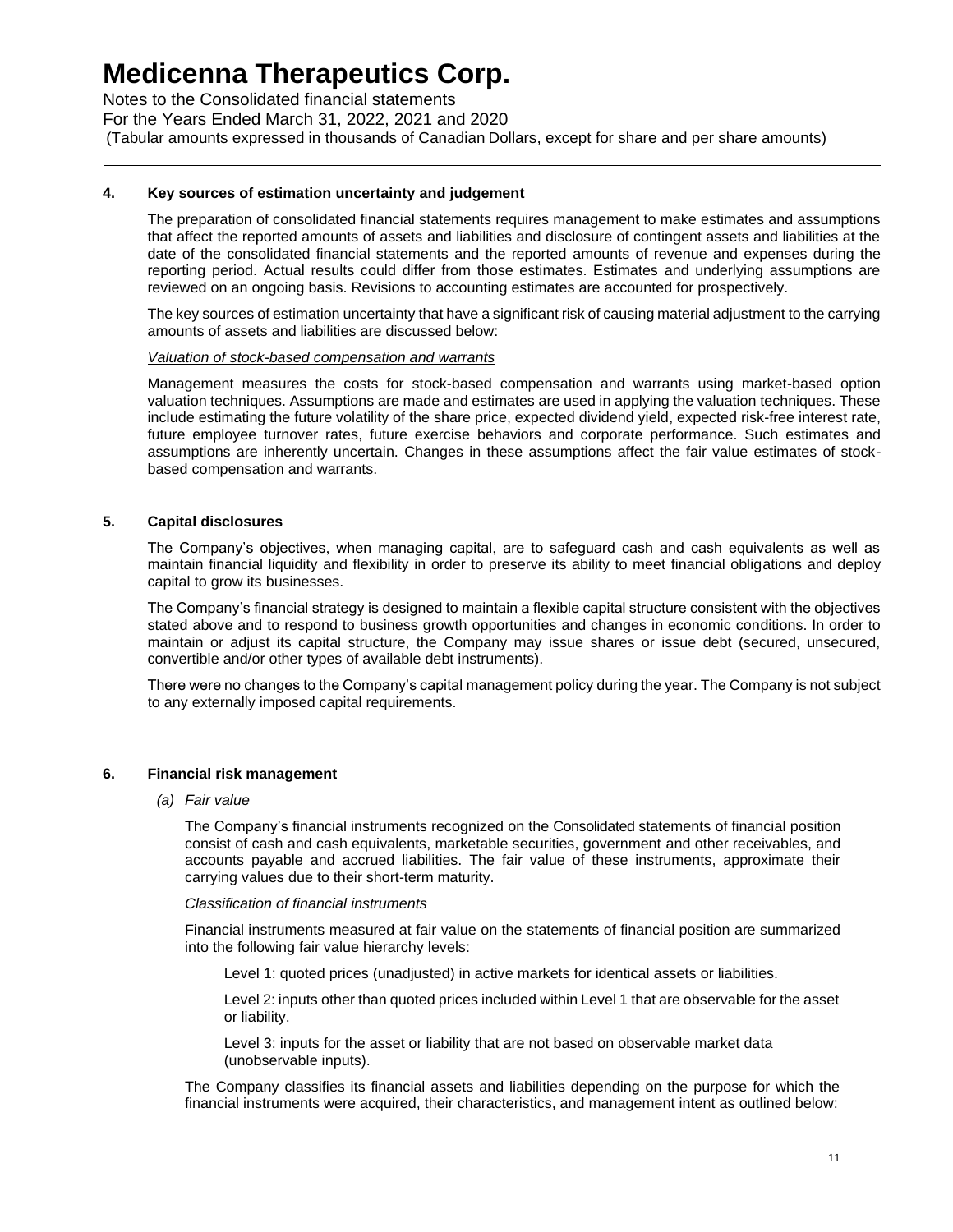#### 4. Key sources of estimation uncertainty and judgement

The preparation of consolidated financial statements requires management to make estimates and assumptions that affect the reported amounts of assets and liabilities and disclosure of contingent assets and liabilities at the date of the consolidated financial statements and the reported amounts of revenue and expenses during the reporting period. Actual results could differ from those estimates. Estimates and underlying assumptions are reviewed on an ongoing basis. Revisions to accounting estimates are accounted for prospectively.

The key sources of estimation uncertainty that have a significant risk of causing material adjustment to the carrying amounts of assets and liabilities are discussed below:

*Valuation of stock-based compensation and warrants*

Management measures the costs for stock-based compensation and warrants using market-based option valuation techniques. Assumptions are made and estimates are used in applying the valuation techniques. These include estimating the future volatility of the share price, expected dividend yield, expected risk-free interest rate, future employee turnover rates, future exercise behaviors and corporate performance. Such estimates and assumptions are inherently uncertain. Changes in these assumptions affect the fair value estimates of stock-based compensation and warrants.

#### 5. Capital disclosures

The Company's objectives, when managing capital, are to safeguard cash and cash equivalents as well as maintain financial liquidity and flexibility in order to preserve its ability to meet financial obligations and deploy capital to grow its businesses.

The Company's financial strategy is designed to maintain a flexible capital structure consistent with the objectives stated above and to respond to business growth opportunities and changes in economic conditions. In order to maintain or adjust its capital structure, the Company may issue shares or issue debt (secured, unsecured, convertible and/or other types of available debt instruments).

There were no changes to the Company's capital management policy during the year. The Company is not subject to any externally imposed capital requirements.

#### 6. Financial risk management

*(a) Fair value*

The Company's financial instruments recognized on the Consolidated statements of financial position consist of cash and cash equivalents, marketable securities, government and other receivables, and accounts payable and accrued liabilities. The fair value of these instruments, approximate their carrying values due to their short-term maturity.

*Classification of financial instruments*

Financial instruments measured at fair value on the statements of financial position are summarized into the following fair value hierarchy levels:

Level 1: quoted prices (unadjusted) in active markets for identical assets or liabilities.

Level 2: inputs other than quoted prices included within Level 1 that are observable for the asset or liability.

Level 3: inputs for the asset or liability that are not based on observable market data (unobservable inputs).

The Company classifies its financial assets and liabilities depending on the purpose for which the financial instruments were acquired, their characteristics, and management intent as outlined below: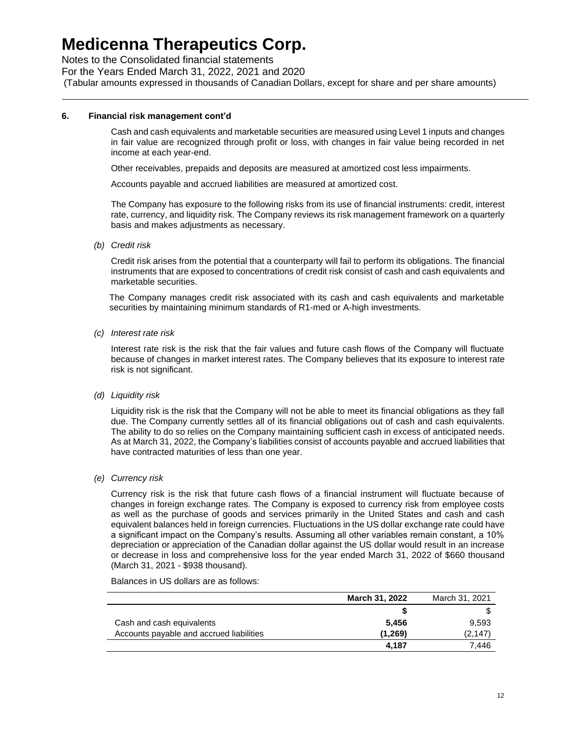# Medicenna Therapeutics Corp.

Notes to the Consolidated financial statements
For the Years Ended March 31, 2022, 2021 and 2020
(Tabular amounts expressed in thousands of Canadian Dollars, except for share and per share amounts)

**6. Financial risk management cont'd**

Cash and cash equivalents and marketable securities are measured using Level 1 inputs and changes in fair value are recognized through profit or loss, with changes in fair value being recorded in net income at each year-end.

Other receivables, prepaids and deposits are measured at amortized cost less impairments.

Accounts payable and accrued liabilities are measured at amortized cost.

The Company has exposure to the following risks from its use of financial instruments: credit, interest rate, currency, and liquidity risk. The Company reviews its risk management framework on a quarterly basis and makes adjustments as necessary.

*(b) Credit risk*

Credit risk arises from the potential that a counterparty will fail to perform its obligations. The financial instruments that are exposed to concentrations of credit risk consist of cash and cash equivalents and marketable securities.

The Company manages credit risk associated with its cash and cash equivalents and marketable securities by maintaining minimum standards of R1-med or A-high investments.

*(c) Interest rate risk*

Interest rate risk is the risk that the fair values and future cash flows of the Company will fluctuate because of changes in market interest rates. The Company believes that its exposure to interest rate risk is not significant.

*(d) Liquidity risk*

Liquidity risk is the risk that the Company will not be able to meet its financial obligations as they fall due. The Company currently settles all of its financial obligations out of cash and cash equivalents. The ability to do so relies on the Company maintaining sufficient cash in excess of anticipated needs. As at March 31, 2022, the Company's liabilities consist of accounts payable and accrued liabilities that have contracted maturities of less than one year.

*(e) Currency risk*

Currency risk is the risk that future cash flows of a financial instrument will fluctuate because of changes in foreign exchange rates. The Company is exposed to currency risk from employee costs as well as the purchase of goods and services primarily in the United States and cash and cash equivalent balances held in foreign currencies. Fluctuations in the US dollar exchange rate could have a significant impact on the Company's results. Assuming all other variables remain constant, a 10% depreciation or appreciation of the Canadian dollar against the US dollar would result in an increase or decrease in loss and comprehensive loss for the year ended March 31, 2022 of $660 thousand (March 31, 2021 - $938 thousand).

Balances in US dollars are as follows:

| | **March 31, 2022** | March 31, 2021 |
|---|---|---|
| | **$** | $ |
| Cash and cash equivalents | **5,456** | 9,593 |
| Accounts payable and accrued liabilities | **(1,269)** | (2,147) |
| | **4,187** | 7,446 |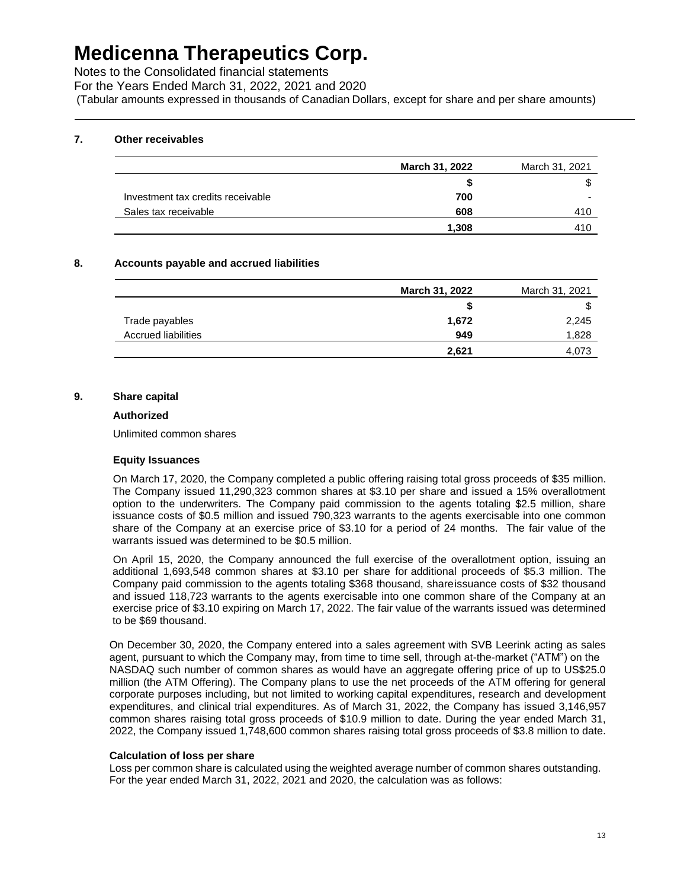# Medicenna Therapeutics Corp.

Notes to the Consolidated financial statements
For the Years Ended March 31, 2022, 2021 and 2020
(Tabular amounts expressed in thousands of Canadian Dollars, except for share and per share amounts)

## 7. Other receivables

| | **March 31, 2022** | March 31, 2021 |
|---|---|---|
| | **$** | $ |
| Investment tax credits receivable | **700** | - |
| Sales tax receivable | **608** | 410 |
| | **1,308** | 410 |

## 8. Accounts payable and accrued liabilities

| | **March 31, 2022** | March 31, 2021 |
|---|---|---|
| | **$** | $ |
| Trade payables | **1,672** | 2,245 |
| Accrued liabilities | **949** | 1,828 |
| | **2,621** | 4,073 |

## 9. Share capital

### Authorized

Unlimited common shares

### Equity Issuances

On March 17, 2020, the Company completed a public offering raising total gross proceeds of $35 million. The Company issued 11,290,323 common shares at $3.10 per share and issued a 15% overallotment option to the underwriters. The Company paid commission to the agents totaling $2.5 million, share issuance costs of $0.5 million and issued 790,323 warrants to the agents exercisable into one common share of the Company at an exercise price of $3.10 for a period of 24 months. The fair value of the warrants issued was determined to be $0.5 million.

On April 15, 2020, the Company announced the full exercise of the overallotment option, issuing an additional 1,693,548 common shares at $3.10 per share for additional proceeds of $5.3 million. The Company paid commission to the agents totaling $368 thousand, share issuance costs of $32 thousand and issued 118,723 warrants to the agents exercisable into one common share of the Company at an exercise price of $3.10 expiring on March 17, 2022. The fair value of the warrants issued was determined to be $69 thousand.

On December 30, 2020, the Company entered into a sales agreement with SVB Leerink acting as sales agent, pursuant to which the Company may, from time to time sell, through at-the-market ("ATM") on the NASDAQ such number of common shares as would have an aggregate offering price of up to US$25.0 million (the ATM Offering). The Company plans to use the net proceeds of the ATM offering for general corporate purposes including, but not limited to working capital expenditures, research and development expenditures, and clinical trial expenditures. As of March 31, 2022, the Company has issued 3,146,957 common shares raising total gross proceeds of $10.9 million to date. During the year ended March 31, 2022, the Company issued 1,748,600 common shares raising total gross proceeds of $3.8 million to date.

### Calculation of loss per share

Loss per common share is calculated using the weighted average number of common shares outstanding. For the year ended March 31, 2022, 2021 and 2020, the calculation was as follows: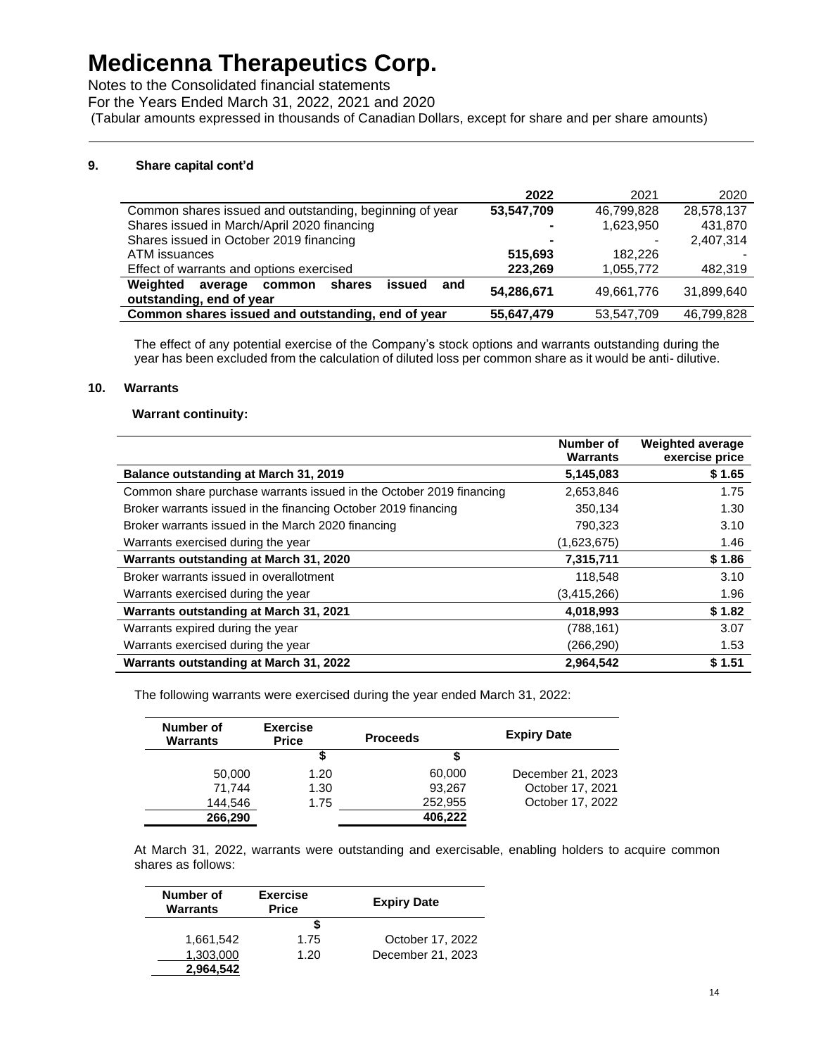# Medicenna Therapeutics Corp.

Notes to the Consolidated financial statements
For the Years Ended March 31, 2022, 2021 and 2020
(Tabular amounts expressed in thousands of Canadian Dollars, except for share and per share amounts)

## 9. Share capital cont'd

| | 2022 | 2021 | 2020 |
|---|---|---|---|
| Common shares issued and outstanding, beginning of year | **53,547,709** | 46,799,828 | 28,578,137 |
| Shares issued in March/April 2020 financing | **-** | 1,623,950 | 431,870 |
| Shares issued in October 2019 financing | **-** | - | 2,407,314 |
| ATM issuances | **515,693** | 182,226 | - |
| Effect of warrants and options exercised | **223,269** | 1,055,772 | 482,319 |
| **Weighted average common shares issued and outstanding, end of year** | **54,286,671** | 49,661,776 | 31,899,640 |
| **Common shares issued and outstanding, end of year** | **55,647,479** | 53,547,709 | 46,799,828 |

The effect of any potential exercise of the Company's stock options and warrants outstanding during the year has been excluded from the calculation of diluted loss per common share as it would be anti- dilutive.

## 10. Warrants

**Warrant continuity:**

| | Number of Warrants | Weighted average exercise price |
|---|---|---|
| **Balance outstanding at March 31, 2019** | **5,145,083** | **$ 1.65** |
| Common share purchase warrants issued in the October 2019 financing | 2,653,846 | 1.75 |
| Broker warrants issued in the financing October 2019 financing | 350,134 | 1.30 |
| Broker warrants issued in the March 2020 financing | 790,323 | 3.10 |
| Warrants exercised during the year | (1,623,675) | 1.46 |
| **Warrants outstanding at March 31, 2020** | **7,315,711** | **$ 1.86** |
| Broker warrants issued in overallotment | 118,548 | 3.10 |
| Warrants exercised during the year | (3,415,266) | 1.96 |
| **Warrants outstanding at March 31, 2021** | **4,018,993** | **$ 1.82** |
| Warrants expired during the year | (788,161) | 3.07 |
| Warrants exercised during the year | (266,290) | 1.53 |
| **Warrants outstanding at March 31, 2022** | **2,964,542** | **$ 1.51** |

The following warrants were exercised during the year ended March 31, 2022:

| Number of Warrants | Exercise Price | Proceeds | Expiry Date |
|---|---|---|---|
| | $ | $ | |
| 50,000 | 1.20 | 60,000 | December 21, 2023 |
| 71,744 | 1.30 | 93,267 | October 17, 2021 |
| 144,546 | 1.75 | 252,955 | October 17, 2022 |
| **266,290** | | **406,222** | |

At March 31, 2022, warrants were outstanding and exercisable, enabling holders to acquire common shares as follows:

| Number of Warrants | Exercise Price | Expiry Date |
|---|---|---|
| | $ | |
| 1,661,542 | 1.75 | October 17, 2022 |
| 1,303,000 | 1.20 | December 21, 2023 |
| **2,964,542** | | |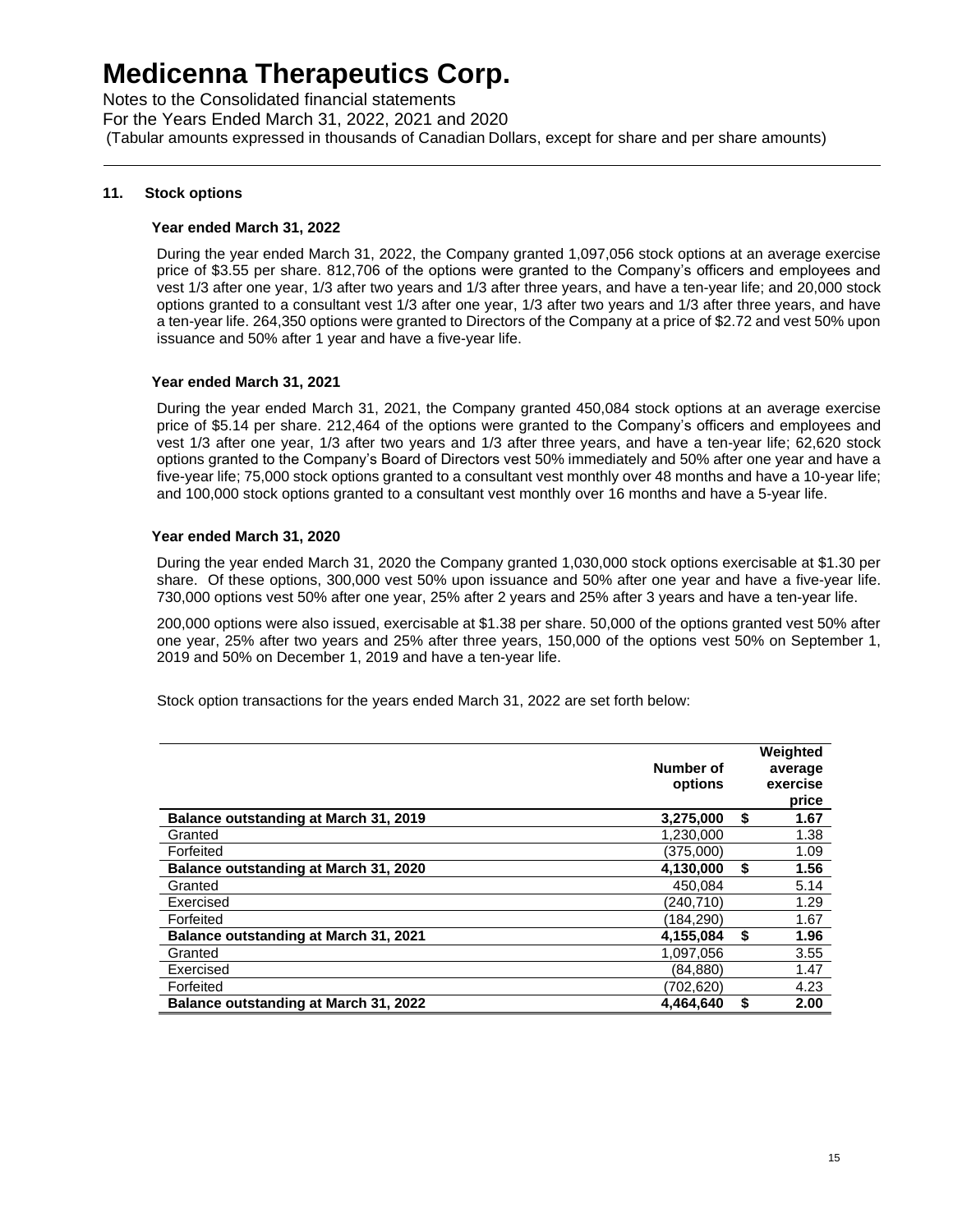# Medicenna Therapeutics Corp.

Notes to the Consolidated financial statements
For the Years Ended March 31, 2022, 2021 and 2020
(Tabular amounts expressed in thousands of Canadian Dollars, except for share and per share amounts)

## 11. Stock options

### Year ended March 31, 2022

During the year ended March 31, 2022, the Company granted 1,097,056 stock options at an average exercise price of $3.55 per share. 812,706 of the options were granted to the Company's officers and employees and vest 1/3 after one year, 1/3 after two years and 1/3 after three years, and have a ten-year life; and 20,000 stock options granted to a consultant vest 1/3 after one year, 1/3 after two years and 1/3 after three years, and have a ten-year life. 264,350 options were granted to Directors of the Company at a price of $2.72 and vest 50% upon issuance and 50% after 1 year and have a five-year life.

### Year ended March 31, 2021

During the year ended March 31, 2021, the Company granted 450,084 stock options at an average exercise price of $5.14 per share. 212,464 of the options were granted to the Company's officers and employees and vest 1/3 after one year, 1/3 after two years and 1/3 after three years, and have a ten-year life; 62,620 stock options granted to the Company's Board of Directors vest 50% immediately and 50% after one year and have a five-year life; 75,000 stock options granted to a consultant vest monthly over 48 months and have a 10-year life; and 100,000 stock options granted to a consultant vest monthly over 16 months and have a 5-year life.

### Year ended March 31, 2020

During the year ended March 31, 2020 the Company granted 1,030,000 stock options exercisable at $1.30 per share. Of these options, 300,000 vest 50% upon issuance and 50% after one year and have a five-year life. 730,000 options vest 50% after one year, 25% after 2 years and 25% after 3 years and have a ten-year life.

200,000 options were also issued, exercisable at $1.38 per share. 50,000 of the options granted vest 50% after one year, 25% after two years and 25% after three years, 150,000 of the options vest 50% on September 1, 2019 and 50% on December 1, 2019 and have a ten-year life.

Stock option transactions for the years ended March 31, 2022 are set forth below:

| | Number of options | Weighted average exercise price |
|---|---|---|
| **Balance outstanding at March 31, 2019** | **3,275,000** | **$ 1.67** |
| Granted | 1,230,000 | 1.38 |
| Forfeited | (375,000) | 1.09 |
| **Balance outstanding at March 31, 2020** | **4,130,000** | **$ 1.56** |
| Granted | 450,084 | 5.14 |
| Exercised | (240,710) | 1.29 |
| Forfeited | (184,290) | 1.67 |
| **Balance outstanding at March 31, 2021** | **4,155,084** | **$ 1.96** |
| Granted | 1,097,056 | 3.55 |
| Exercised | (84,880) | 1.47 |
| Forfeited | (702,620) | 4.23 |
| **Balance outstanding at March 31, 2022** | **4,464,640** | **$ 2.00** |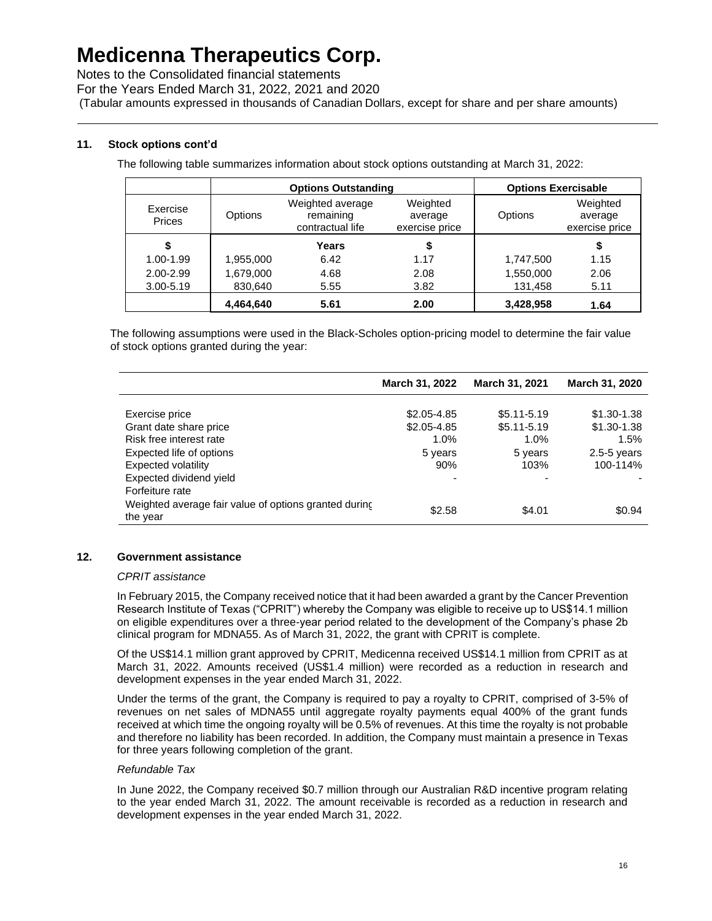# Medicenna Therapeutics Corp.

Notes to the Consolidated financial statements
For the Years Ended March 31, 2022, 2021 and 2020
(Tabular amounts expressed in thousands of Canadian Dollars, except for share and per share amounts)

### 11. Stock options cont'd

The following table summarizes information about stock options outstanding at March 31, 2022:

| | Options Outstanding | | | Options Exercisable | |
|---|---|---|---|---|---|
| Exercise Prices | Options | Weighted average remaining contractual life | Weighted average exercise price | Options | Weighted average exercise price |
| $ | | Years | $ | | $ |
| 1.00-1.99 | 1,955,000 | 6.42 | 1.17 | 1,747,500 | 1.15 |
| 2.00-2.99 | 1,679,000 | 4.68 | 2.08 | 1,550,000 | 2.06 |
| 3.00-5.19 | 830,640 | 5.55 | 3.82 | 131,458 | 5.11 |
| | **4,464,640** | **5.61** | **2.00** | **3,428,958** | **1.64** |

The following assumptions were used in the Black-Scholes option-pricing model to determine the fair value of stock options granted during the year:

| | March 31, 2022 | March 31, 2021 | March 31, 2020 |
|---|---|---|---|
| Exercise price | $2.05-4.85 | $5.11-5.19 | $1.30-1.38 |
| Grant date share price | $2.05-4.85 | $5.11-5.19 | $1.30-1.38 |
| Risk free interest rate | 1.0% | 1.0% | 1.5% |
| Expected life of options | 5 years | 5 years | 2.5-5 years |
| Expected volatility | 90% | 103% | 100-114% |
| Expected dividend yield | - | - | - |
| Forfeiture rate | | | |
| Weighted average fair value of options granted during the year | $2.58 | $4.01 | $0.94 |

### 12. Government assistance

*CPRIT assistance*

In February 2015, the Company received notice that it had been awarded a grant by the Cancer Prevention Research Institute of Texas ("CPRIT") whereby the Company was eligible to receive up to US$14.1 million on eligible expenditures over a three-year period related to the development of the Company's phase 2b clinical program for MDNA55. As of March 31, 2022, the grant with CPRIT is complete.

Of the US$14.1 million grant approved by CPRIT, Medicenna received US$14.1 million from CPRIT as at March 31, 2022. Amounts received (US$1.4 million) were recorded as a reduction in research and development expenses in the year ended March 31, 2022.

Under the terms of the grant, the Company is required to pay a royalty to CPRIT, comprised of 3-5% of revenues on net sales of MDNA55 until aggregate royalty payments equal 400% of the grant funds received at which time the ongoing royalty will be 0.5% of revenues. At this time the royalty is not probable and therefore no liability has been recorded. In addition, the Company must maintain a presence in Texas for three years following completion of the grant.

*Refundable Tax*

In June 2022, the Company received $0.7 million through our Australian R&D incentive program relating to the year ended March 31, 2022. The amount receivable is recorded as a reduction in research and development expenses in the year ended March 31, 2022.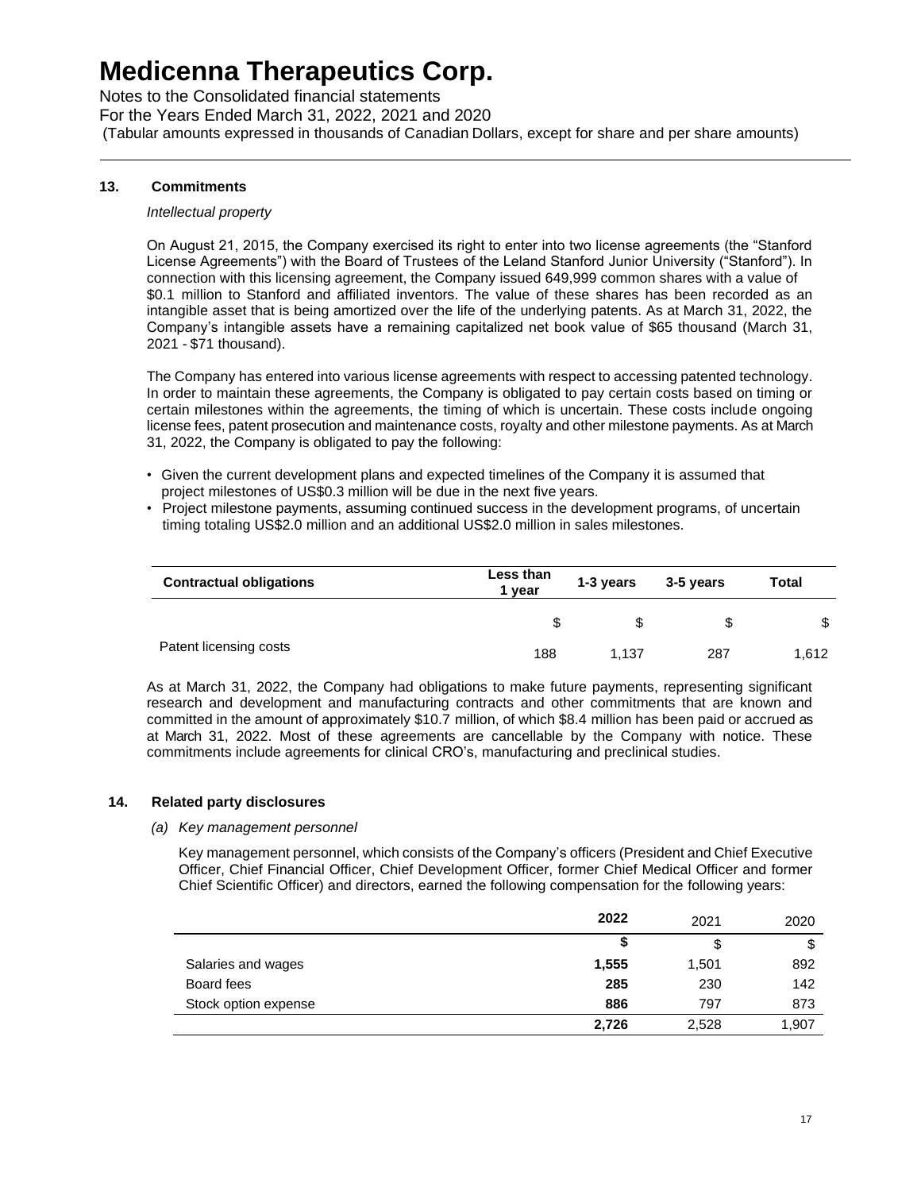# Medicenna Therapeutics Corp.

Notes to the Consolidated financial statements
For the Years Ended March 31, 2022, 2021 and 2020
(Tabular amounts expressed in thousands of Canadian Dollars, except for share and per share amounts)

## 13. Commitments

*Intellectual property*

On August 21, 2015, the Company exercised its right to enter into two license agreements (the "Stanford License Agreements") with the Board of Trustees of the Leland Stanford Junior University ("Stanford"). In connection with this licensing agreement, the Company issued 649,999 common shares with a value of $0.1 million to Stanford and affiliated inventors. The value of these shares has been recorded as an intangible asset that is being amortized over the life of the underlying patents. As at March 31, 2022, the Company's intangible assets have a remaining capitalized net book value of $65 thousand (March 31, 2021 - $71 thousand).

The Company has entered into various license agreements with respect to accessing patented technology. In order to maintain these agreements, the Company is obligated to pay certain costs based on timing or certain milestones within the agreements, the timing of which is uncertain. These costs include ongoing license fees, patent prosecution and maintenance costs, royalty and other milestone payments. As at March 31, 2022, the Company is obligated to pay the following:

- Given the current development plans and expected timelines of the Company it is assumed that project milestones of US$0.3 million will be due in the next five years.
- Project milestone payments, assuming continued success in the development programs, of uncertain timing totaling US$2.0 million and an additional US$2.0 million in sales milestones.

| Contractual obligations | Less than 1 year | 1-3 years | 3-5 years | Total |
|---|---|---|---|---|
| | $ | $ | $ | $ |
| Patent licensing costs | 188 | 1,137 | 287 | 1,612 |

As at March 31, 2022, the Company had obligations to make future payments, representing significant research and development and manufacturing contracts and other commitments that are known and committed in the amount of approximately $10.7 million, of which $8.4 million has been paid or accrued as at March 31, 2022. Most of these agreements are cancellable by the Company with notice. These commitments include agreements for clinical CRO's, manufacturing and preclinical studies.

## 14. Related party disclosures

*(a) Key management personnel*

Key management personnel, which consists of the Company's officers (President and Chief Executive Officer, Chief Financial Officer, Chief Development Officer, former Chief Medical Officer and former Chief Scientific Officer) and directors, earned the following compensation for the following years:

| | **2022** | 2021 | 2020 |
|---|---|---|---|
| | **$** | $ | $ |
| Salaries and wages | **1,555** | 1,501 | 892 |
| Board fees | **285** | 230 | 142 |
| Stock option expense | **886** | 797 | 873 |
| | **2,726** | 2,528 | 1,907 |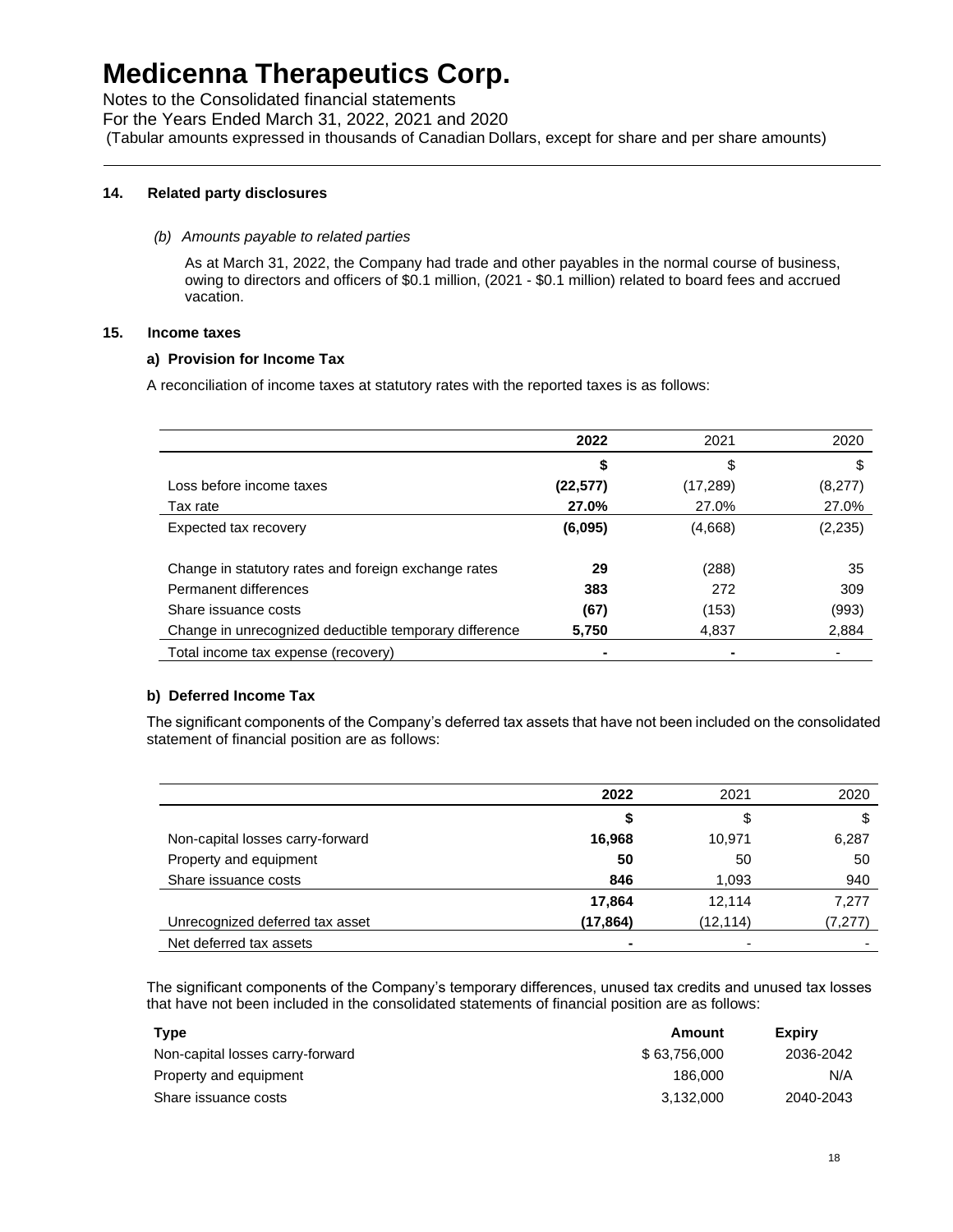# Medicenna Therapeutics Corp.

Notes to the Consolidated financial statements
For the Years Ended March 31, 2022, 2021 and 2020
(Tabular amounts expressed in thousands of Canadian Dollars, except for share and per share amounts)

### 14. Related party disclosures

*(b) Amounts payable to related parties*

As at March 31, 2022, the Company had trade and other payables in the normal course of business, owing to directors and officers of \$0.1 million, (2021 - \$0.1 million) related to board fees and accrued vacation.

### 15. Income taxes

#### a) Provision for Income Tax

A reconciliation of income taxes at statutory rates with the reported taxes is as follows:

| | **2022** | 2021 | 2020 |
|---|---|---|---|
| | **\$** | \$ | \$ |
| Loss before income taxes | **(22,577)** | (17,289) | (8,277) |
| Tax rate | **27.0%** | 27.0% | 27.0% |
| Expected tax recovery | **(6,095)** | (4,668) | (2,235) |
| Change in statutory rates and foreign exchange rates | **29** | (288) | 35 |
| Permanent differences | **383** | 272 | 309 |
| Share issuance costs | **(67)** | (153) | (993) |
| Change in unrecognized deductible temporary difference | **5,750** | 4,837 | 2,884 |
| Total income tax expense (recovery) | **-** | **-** | - |

#### b) Deferred Income Tax

The significant components of the Company's deferred tax assets that have not been included on the consolidated statement of financial position are as follows:

| | **2022** | 2021 | 2020 |
|---|---|---|---|
| | **\$** | \$ | \$ |
| Non-capital losses carry-forward | **16,968** | 10,971 | 6,287 |
| Property and equipment | **50** | 50 | 50 |
| Share issuance costs | **846** | 1,093 | 940 |
| | **17,864** | 12,114 | 7,277 |
| Unrecognized deferred tax asset | **(17,864)** | (12,114) | (7,277) |
| Net deferred tax assets | **-** | - | - |

The significant components of the Company's temporary differences, unused tax credits and unused tax losses that have not been included in the consolidated statements of financial position are as follows:

| **Type** | **Amount** | **Expiry** |
|---|---|---|
| Non-capital losses carry-forward | \$ 63,756,000 | 2036-2042 |
| Property and equipment | 186,000 | N/A |
| Share issuance costs | 3,132,000 | 2040-2043 |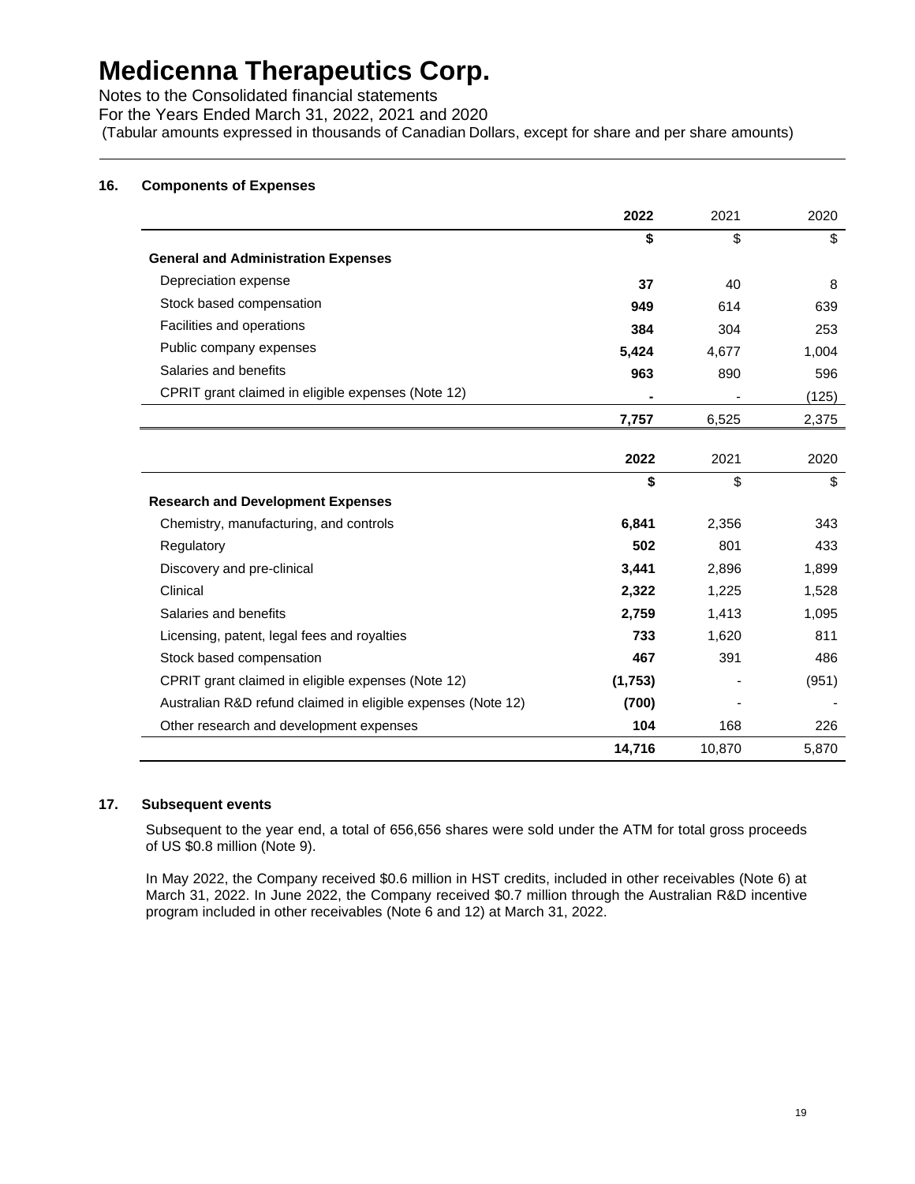# Medicenna Therapeutics Corp.

Notes to the Consolidated financial statements
For the Years Ended March 31, 2022, 2021 and 2020
(Tabular amounts expressed in thousands of Canadian Dollars, except for share and per share amounts)

## 16. Components of Expenses

| | **2022** | 2021 | 2020 |
|---|---|---|---|
| | **$** | $ | $ |
| **General and Administration Expenses** | | | |
| Depreciation expense | **37** | 40 | 8 |
| Stock based compensation | **949** | 614 | 639 |
| Facilities and operations | **384** | 304 | 253 |
| Public company expenses | **5,424** | 4,677 | 1,004 |
| Salaries and benefits | **963** | 890 | 596 |
| CPRIT grant claimed in eligible expenses (Note 12) | **-** | - | (125) |
| | **7,757** | 6,525 | 2,375 |

| | **2022** | 2021 | 2020 |
|---|---|---|---|
| | **$** | $ | $ |
| **Research and Development Expenses** | | | |
| Chemistry, manufacturing, and controls | **6,841** | 2,356 | 343 |
| Regulatory | **502** | 801 | 433 |
| Discovery and pre-clinical | **3,441** | 2,896 | 1,899 |
| Clinical | **2,322** | 1,225 | 1,528 |
| Salaries and benefits | **2,759** | 1,413 | 1,095 |
| Licensing, patent, legal fees and royalties | **733** | 1,620 | 811 |
| Stock based compensation | **467** | 391 | 486 |
| CPRIT grant claimed in eligible expenses (Note 12) | **(1,753)** | - | (951) |
| Australian R&D refund claimed in eligible expenses (Note 12) | **(700)** | - | - |
| Other research and development expenses | **104** | 168 | 226 |
| | **14,716** | 10,870 | 5,870 |

## 17. Subsequent events

Subsequent to the year end, a total of 656,656 shares were sold under the ATM for total gross proceeds of US $0.8 million (Note 9).

In May 2022, the Company received $0.6 million in HST credits, included in other receivables (Note 6) at March 31, 2022. In June 2022, the Company received $0.7 million through the Australian R&D incentive program included in other receivables (Note 6 and 12) at March 31, 2022.